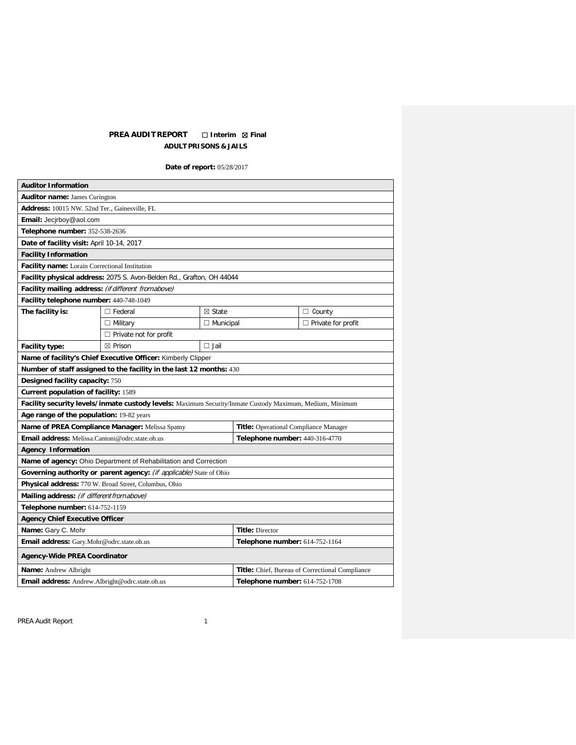# PREA AUDIT REPORT ☐ Interim ☒ Final

## ADULT PRISONS & JAILS

**Date of report:** 05/28/2017

| **Auditor Information** | | | |
|---|---|---|---|
| **Auditor name:** James Curington | | | |
| **Address:** 10015 NW. 52nd Ter., Gainesville, FL | | | |
| **Email:** Jecjrboy@aol.com | | | |
| **Telephone number:** 352-538-2636 | | | |
| **Date of facility visit:** April 10-14, 2017 | | | |
| **Facility Information** | | | |
| **Facility name:** Lorain Correctional Institution | | | |
| **Facility physical address:** 2075 S. Avon-Belden Rd., Grafton, OH 44044 | | | |
| **Facility mailing address:** *(if different from above)* | | | |
| **Facility telephone number:** 440-748-1049 | | | |
| **The facility is:** | ☐ Federal | ☒ State | ☐ County |
| | ☐ Military | ☐ Municipal | ☐ Private for profit |
| | ☐ Private not for profit | | |
| **Facility type:** | ☒ Prison | ☐ Jail | |
| **Name of facility's Chief Executive Officer:** Kimberly Clipper | | | |
| **Number of staff assigned to the facility in the last 12 months:** 430 | | | |
| **Designed facility capacity:** 750 | | | |
| **Current population of facility:** 1589 | | | |
| **Facility security levels/inmate custody levels:** Maximum Security/Inmate Custody Maximum, Medium, Minimum | | | |
| **Age range of the population:** 19-82 years | | | |
| **Name of PREA Compliance Manager:** Melissa Spatny | | **Title:** Operational Compliance Manager | |
| **Email address:** Melissa.Cantoni@odrc.state.oh.us | | **Telephone number:** 440-316-4770 | |
| **Agency Information** | | | |
| **Name of agency:** Ohio Department of Rehabilitation and Correction | | | |
| **Governing authority or parent agency:** *(if applicable)* State of Ohio | | | |
| **Physical address:** 770 W. Broad Street, Columbus, Ohio | | | |
| **Mailing address:** *(if different from above)* | | | |
| **Telephone number:** 614-752-1159 | | | |
| **Agency Chief Executive Officer** | | | |
| **Name:** Gary C. Mohr | | **Title:** Director | |
| **Email address:** Gary.Mohr@odrc.state.oh.us | | **Telephone number:** 614-752-1164 | |
| **Agency-Wide PREA Coordinator** | | | |
| **Name:** Andrew Albright | | **Title:** Chief, Bureau of Correctional Compliance | |
| **Email address:** Andrew.Albright@odrc.state.oh.us | | **Telephone number:** 614-752-1708 | |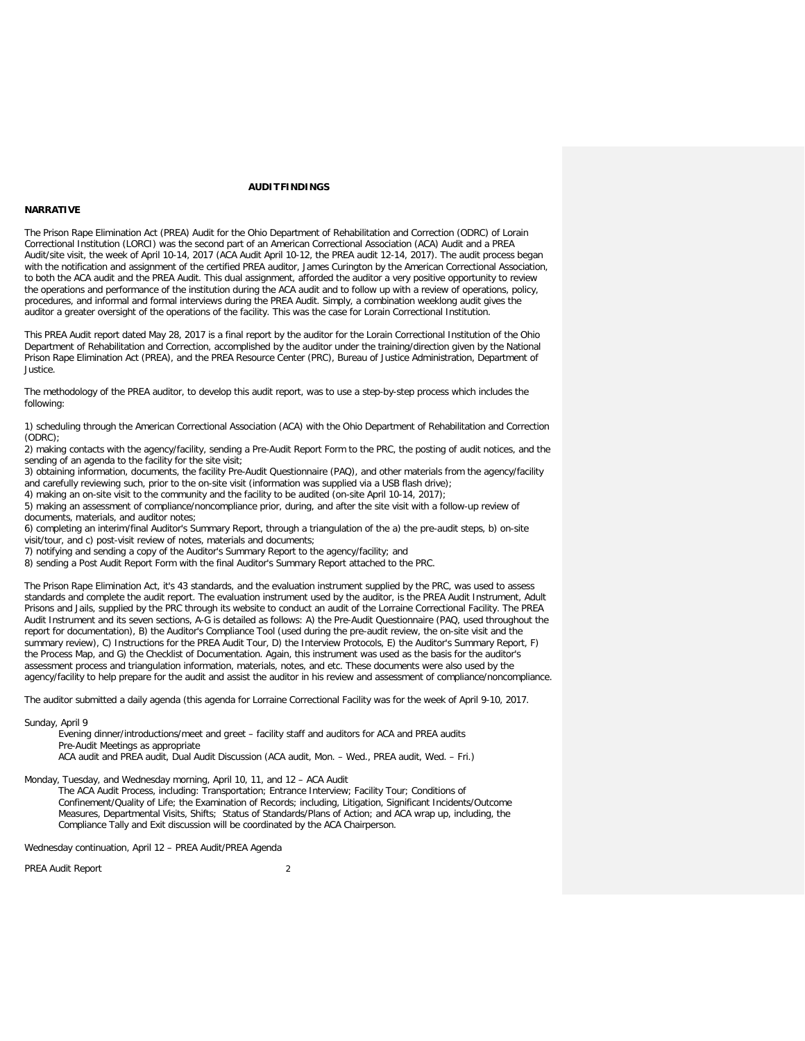## AUDIT FINDINGS

### NARRATIVE

The Prison Rape Elimination Act (PREA) Audit for the Ohio Department of Rehabilitation and Correction (ODRC) of Lorain Correctional Institution (LORCI) was the second part of an American Correctional Association (ACA) Audit and a PREA Audit/site visit, the week of April 10-14, 2017 (ACA Audit April 10-12, the PREA audit 12-14, 2017). The audit process began with the notification and assignment of the certified PREA auditor, James Curington by the American Correctional Association, to both the ACA audit and the PREA Audit. This dual assignment, afforded the auditor a very positive opportunity to review the operations and performance of the institution during the ACA audit and to follow up with a review of operations, policy, procedures, and informal and formal interviews during the PREA Audit. Simply, a combination weeklong audit gives the auditor a greater oversight of the operations of the facility. This was the case for Lorain Correctional Institution.

This PREA Audit report dated May 28, 2017 is a final report by the auditor for the Lorain Correctional Institution of the Ohio Department of Rehabilitation and Correction, accomplished by the auditor under the training/direction given by the National Prison Rape Elimination Act (PREA), and the PREA Resource Center (PRC), Bureau of Justice Administration, Department of Justice.

The methodology of the PREA auditor, to develop this audit report, was to use a step-by-step process which includes the following:

1) scheduling through the American Correctional Association (ACA) with the Ohio Department of Rehabilitation and Correction (ODRC);
2) making contacts with the agency/facility, sending a Pre-Audit Report Form to the PRC, the posting of audit notices, and the sending of an agenda to the facility for the site visit;
3) obtaining information, documents, the facility Pre-Audit Questionnaire (PAQ), and other materials from the agency/facility and carefully reviewing such, prior to the on-site visit (information was supplied via a USB flash drive);
4) making an on-site visit to the community and the facility to be audited (on-site April 10-14, 2017);
5) making an assessment of compliance/noncompliance prior, during, and after the site visit with a follow-up review of documents, materials, and auditor notes;
6) completing an interim/final Auditor's Summary Report, through a triangulation of the a) the pre-audit steps, b) on-site visit/tour, and c) post-visit review of notes, materials and documents;
7) notifying and sending a copy of the Auditor's Summary Report to the agency/facility; and
8) sending a Post Audit Report Form with the final Auditor's Summary Report attached to the PRC.

The Prison Rape Elimination Act, it's 43 standards, and the evaluation instrument supplied by the PRC, was used to assess standards and complete the audit report. The evaluation instrument used by the auditor, is the PREA Audit Instrument, Adult Prisons and Jails, supplied by the PRC through its website to conduct an audit of the Lorraine Correctional Facility. The PREA Audit Instrument and its seven sections, A-G is detailed as follows: A) the Pre-Audit Questionnaire (PAQ, used throughout the report for documentation), B) the Auditor's Compliance Tool (used during the pre-audit review, the on-site visit and the summary review), C) Instructions for the PREA Audit Tour, D) the Interview Protocols, E) the Auditor's Summary Report, F) the Process Map, and G) the Checklist of Documentation. Again, this instrument was used as the basis for the auditor's assessment process and triangulation information, materials, notes, and etc. These documents were also used by the agency/facility to help prepare for the audit and assist the auditor in his review and assessment of compliance/noncompliance.

The auditor submitted a daily agenda (this agenda for Lorraine Correctional Facility was for the week of April 9-10, 2017.

Sunday, April 9

Evening dinner/introductions/meet and greet – facility staff and auditors for ACA and PREA audits
Pre-Audit Meetings as appropriate
ACA audit and PREA audit, Dual Audit Discussion (ACA audit, Mon. – Wed., PREA audit, Wed. – Fri.)

Monday, Tuesday, and Wednesday morning, April 10, 11, and 12 – ACA Audit

The ACA Audit Process, including: Transportation; Entrance Interview; Facility Tour; Conditions of Confinement/Quality of Life; the Examination of Records; including, Litigation, Significant Incidents/Outcome Measures, Departmental Visits, Shifts; Status of Standards/Plans of Action; and ACA wrap up, including, the Compliance Tally and Exit discussion will be coordinated by the ACA Chairperson.

Wednesday continuation, April 12 – PREA Audit/PREA Agenda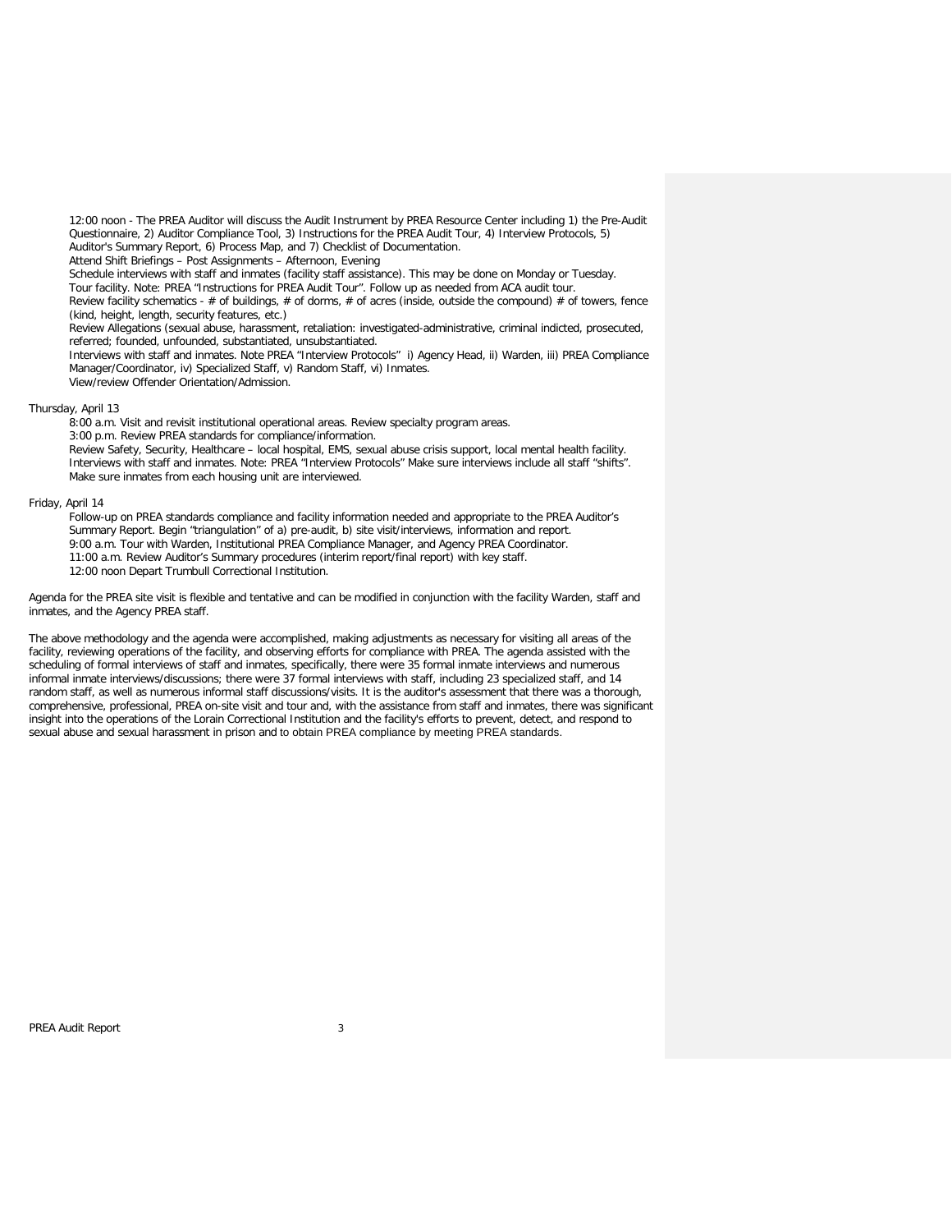12:00 noon - The PREA Auditor will discuss the Audit Instrument by PREA Resource Center including 1) the Pre-Audit Questionnaire, 2) Auditor Compliance Tool, 3) Instructions for the PREA Audit Tour, 4) Interview Protocols, 5) Auditor's Summary Report, 6) Process Map, and 7) Checklist of Documentation.

Attend Shift Briefings – Post Assignments – Afternoon, Evening

Schedule interviews with staff and inmates (facility staff assistance). This may be done on Monday or Tuesday.

Tour facility. Note: PREA "Instructions for PREA Audit Tour". Follow up as needed from ACA audit tour.

Review facility schematics - # of buildings, # of dorms, # of acres (inside, outside the compound) # of towers, fence (kind, height, length, security features, etc.)

Review Allegations (sexual abuse, harassment, retaliation: investigated-administrative, criminal indicted, prosecuted, referred; founded, unfounded, substantiated, unsubstantiated.

Interviews with staff and inmates. Note PREA "Interview Protocols" i) Agency Head, ii) Warden, iii) PREA Compliance Manager/Coordinator, iv) Specialized Staff, v) Random Staff, vi) Inmates.

View/review Offender Orientation/Admission.

Thursday, April 13

8:00 a.m. Visit and revisit institutional operational areas. Review specialty program areas.

3:00 p.m. Review PREA standards for compliance/information.

Review Safety, Security, Healthcare – local hospital, EMS, sexual abuse crisis support, local mental health facility.

Interviews with staff and inmates. Note: PREA "Interview Protocols" Make sure interviews include all staff "shifts". Make sure inmates from each housing unit are interviewed.

Friday, April 14

Follow-up on PREA standards compliance and facility information needed and appropriate to the PREA Auditor's Summary Report. Begin "triangulation" of a) pre-audit, b) site visit/interviews, information and report.

9:00 a.m. Tour with Warden, Institutional PREA Compliance Manager, and Agency PREA Coordinator.

11:00 a.m. Review Auditor's Summary procedures (interim report/final report) with key staff.

12:00 noon Depart Trumbull Correctional Institution.

Agenda for the PREA site visit is flexible and tentative and can be modified in conjunction with the facility Warden, staff and inmates, and the Agency PREA staff.

The above methodology and the agenda were accomplished, making adjustments as necessary for visiting all areas of the facility, reviewing operations of the facility, and observing efforts for compliance with PREA. The agenda assisted with the scheduling of formal interviews of staff and inmates, specifically, there were 35 formal inmate interviews and numerous informal inmate interviews/discussions; there were 37 formal interviews with staff, including 23 specialized staff, and 14 random staff, as well as numerous informal staff discussions/visits. It is the auditor's assessment that there was a thorough, comprehensive, professional, PREA on-site visit and tour and, with the assistance from staff and inmates, there was significant insight into the operations of the Lorain Correctional Institution and the facility's efforts to prevent, detect, and respond to sexual abuse and sexual harassment in prison and to obtain PREA compliance by meeting PREA standards.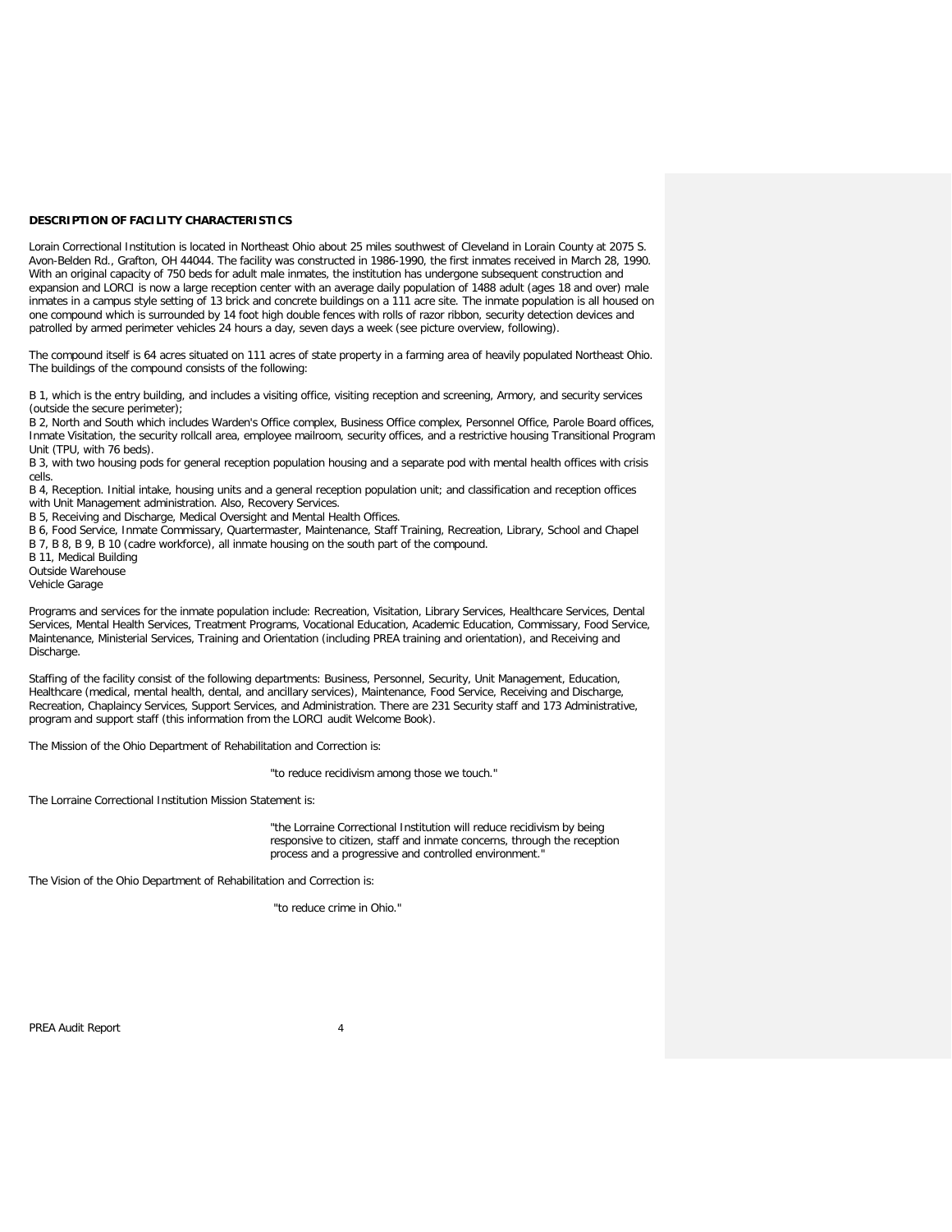**DESCRIPTION OF FACILITY CHARACTERISTICS**

Lorain Correctional Institution is located in Northeast Ohio about 25 miles southwest of Cleveland in Lorain County at 2075 S. Avon-Belden Rd., Grafton, OH 44044. The facility was constructed in 1986-1990, the first inmates received in March 28, 1990. With an original capacity of 750 beds for adult male inmates, the institution has undergone subsequent construction and expansion and LORCI is now a large reception center with an average daily population of 1488 adult (ages 18 and over) male inmates in a campus style setting of 13 brick and concrete buildings on a 111 acre site. The inmate population is all housed on one compound which is surrounded by 14 foot high double fences with rolls of razor ribbon, security detection devices and patrolled by armed perimeter vehicles 24 hours a day, seven days a week (see picture overview, following).

The compound itself is 64 acres situated on 111 acres of state property in a farming area of heavily populated Northeast Ohio. The buildings of the compound consists of the following:

B 1, which is the entry building, and includes a visiting office, visiting reception and screening, Armory, and security services (outside the secure perimeter);
B 2, North and South which includes Warden's Office complex, Business Office complex, Personnel Office, Parole Board offices, Inmate Visitation, the security rollcall area, employee mailroom, security offices, and a restrictive housing Transitional Program Unit (TPU, with 76 beds).
B 3, with two housing pods for general reception population housing and a separate pod with mental health offices with crisis cells.
B 4, Reception. Initial intake, housing units and a general reception population unit; and classification and reception offices with Unit Management administration. Also, Recovery Services.
B 5, Receiving and Discharge, Medical Oversight and Mental Health Offices.
B 6, Food Service, Inmate Commissary, Quartermaster, Maintenance, Staff Training, Recreation, Library, School and Chapel
B 7, B 8, B 9, B 10 (cadre workforce), all inmate housing on the south part of the compound.
B 11, Medical Building
Outside Warehouse
Vehicle Garage

Programs and services for the inmate population include: Recreation, Visitation, Library Services, Healthcare Services, Dental Services, Mental Health Services, Treatment Programs, Vocational Education, Academic Education, Commissary, Food Service, Maintenance, Ministerial Services, Training and Orientation (including PREA training and orientation), and Receiving and Discharge.

Staffing of the facility consist of the following departments: Business, Personnel, Security, Unit Management, Education, Healthcare (medical, mental health, dental, and ancillary services), Maintenance, Food Service, Receiving and Discharge, Recreation, Chaplaincy Services, Support Services, and Administration. There are 231 Security staff and 173 Administrative, program and support staff (this information from the LORCI audit Welcome Book).

The Mission of the Ohio Department of Rehabilitation and Correction is:

"to reduce recidivism among those we touch."

The Lorraine Correctional Institution Mission Statement is:

"the Lorraine Correctional Institution will reduce recidivism by being responsive to citizen, staff and inmate concerns, through the reception process and a progressive and controlled environment."

The Vision of the Ohio Department of Rehabilitation and Correction is:

"to reduce crime in Ohio."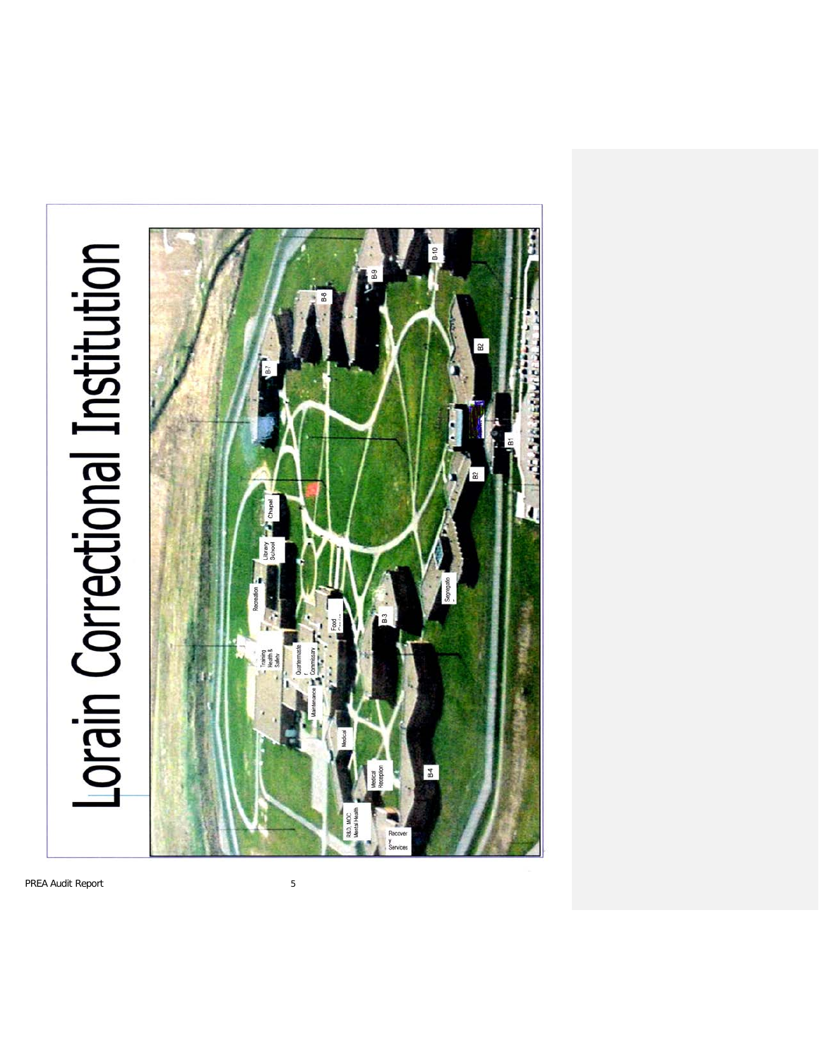# Lorain Correctional Institution

B-10

B-9

B-8

B-7

B2

B1

B2

Chapel

Library School

Recreation

Segregation

B-3

Food Service

Training Health & Safety

Quartermaster

Commissary

Maintenance

Medical

B-4

Medical Reception

R&D, MOC Mental Health

Recovery Services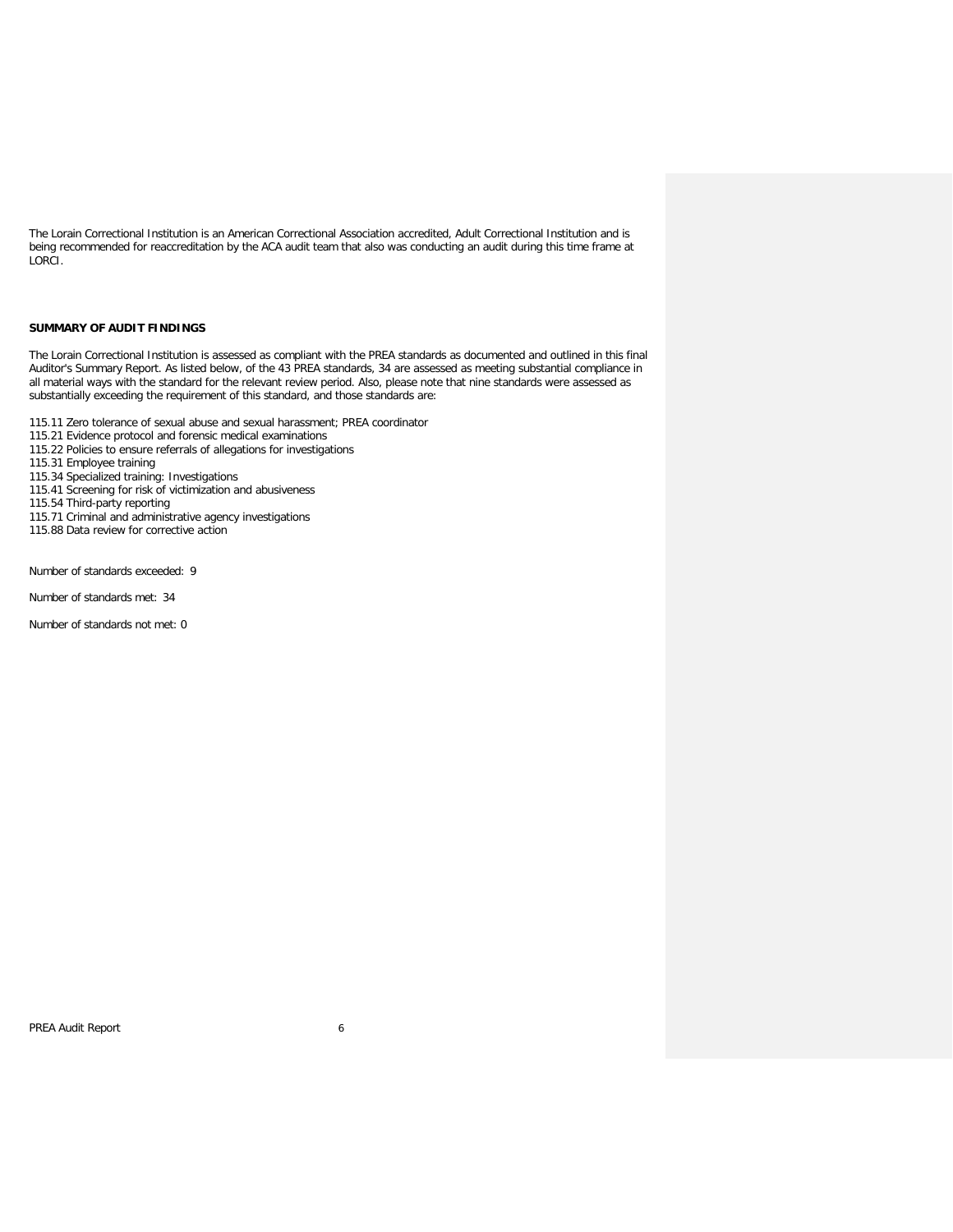The Lorain Correctional Institution is an American Correctional Association accredited, Adult Correctional Institution and is being recommended for reaccreditation by the ACA audit team that also was conducting an audit during this time frame at LORCI.

**SUMMARY OF AUDIT FINDINGS**

The Lorain Correctional Institution is assessed as compliant with the PREA standards as documented and outlined in this final Auditor's Summary Report. As listed below, of the 43 PREA standards, 34 are assessed as meeting substantial compliance in all material ways with the standard for the relevant review period. Also, please note that nine standards were assessed as substantially exceeding the requirement of this standard, and those standards are:

115.11 Zero tolerance of sexual abuse and sexual harassment; PREA coordinator
115.21 Evidence protocol and forensic medical examinations
115.22 Policies to ensure referrals of allegations for investigations
115.31 Employee training
115.34 Specialized training: Investigations
115.41 Screening for risk of victimization and abusiveness
115.54 Third-party reporting
115.71 Criminal and administrative agency investigations
115.88 Data review for corrective action

Number of standards exceeded: 9

Number of standards met: 34

Number of standards not met: 0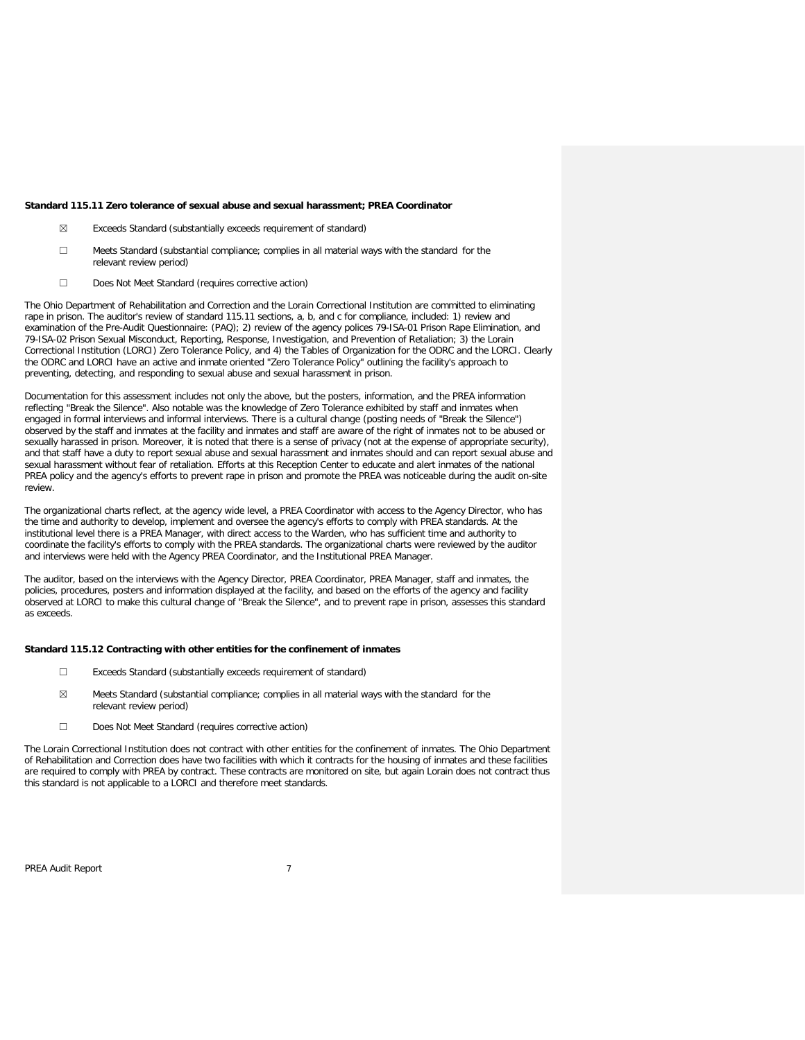**Standard 115.11 Zero tolerance of sexual abuse and sexual harassment; PREA Coordinator**

☒ Exceeds Standard (substantially exceeds requirement of standard)

☐ Meets Standard (substantial compliance; complies in all material ways with the standard for the relevant review period)

☐ Does Not Meet Standard (requires corrective action)

The Ohio Department of Rehabilitation and Correction and the Lorain Correctional Institution are committed to eliminating rape in prison. The auditor's review of standard 115.11 sections, a, b, and c for compliance, included: 1) review and examination of the Pre-Audit Questionnaire: (PAQ); 2) review of the agency polices 79-ISA-01 Prison Rape Elimination, and 79-ISA-02 Prison Sexual Misconduct, Reporting, Response, Investigation, and Prevention of Retaliation; 3) the Lorain Correctional Institution (LORCI) Zero Tolerance Policy, and 4) the Tables of Organization for the ODRC and the LORCI. Clearly the ODRC and LORCI have an active and inmate oriented "Zero Tolerance Policy" outlining the facility's approach to preventing, detecting, and responding to sexual abuse and sexual harassment in prison.

Documentation for this assessment includes not only the above, but the posters, information, and the PREA information reflecting "Break the Silence". Also notable was the knowledge of Zero Tolerance exhibited by staff and inmates when engaged in formal interviews and informal interviews. There is a cultural change (posting needs of "Break the Silence") observed by the staff and inmates at the facility and inmates and staff are aware of the right of inmates not to be abused or sexually harassed in prison. Moreover, it is noted that there is a sense of privacy (not at the expense of appropriate security), and that staff have a duty to report sexual abuse and sexual harassment and inmates should and can report sexual abuse and sexual harassment without fear of retaliation. Efforts at this Reception Center to educate and alert inmates of the national PREA policy and the agency's efforts to prevent rape in prison and promote the PREA was noticeable during the audit on-site review.

The organizational charts reflect, at the agency wide level, a PREA Coordinator with access to the Agency Director, who has the time and authority to develop, implement and oversee the agency's efforts to comply with PREA standards. At the institutional level there is a PREA Manager, with direct access to the Warden, who has sufficient time and authority to coordinate the facility's efforts to comply with the PREA standards. The organizational charts were reviewed by the auditor and interviews were held with the Agency PREA Coordinator, and the Institutional PREA Manager.

The auditor, based on the interviews with the Agency Director, PREA Coordinator, PREA Manager, staff and inmates, the policies, procedures, posters and information displayed at the facility, and based on the efforts of the agency and facility observed at LORCI to make this cultural change of "Break the Silence", and to prevent rape in prison, assesses this standard as exceeds.

**Standard 115.12 Contracting with other entities for the confinement of inmates**

☐ Exceeds Standard (substantially exceeds requirement of standard)

☒ Meets Standard (substantial compliance; complies in all material ways with the standard for the relevant review period)

☐ Does Not Meet Standard (requires corrective action)

The Lorain Correctional Institution does not contract with other entities for the confinement of inmates. The Ohio Department of Rehabilitation and Correction does have two facilities with which it contracts for the housing of inmates and these facilities are required to comply with PREA by contract. These contracts are monitored on site, but again Lorain does not contract thus this standard is not applicable to a LORCI and therefore meet standards.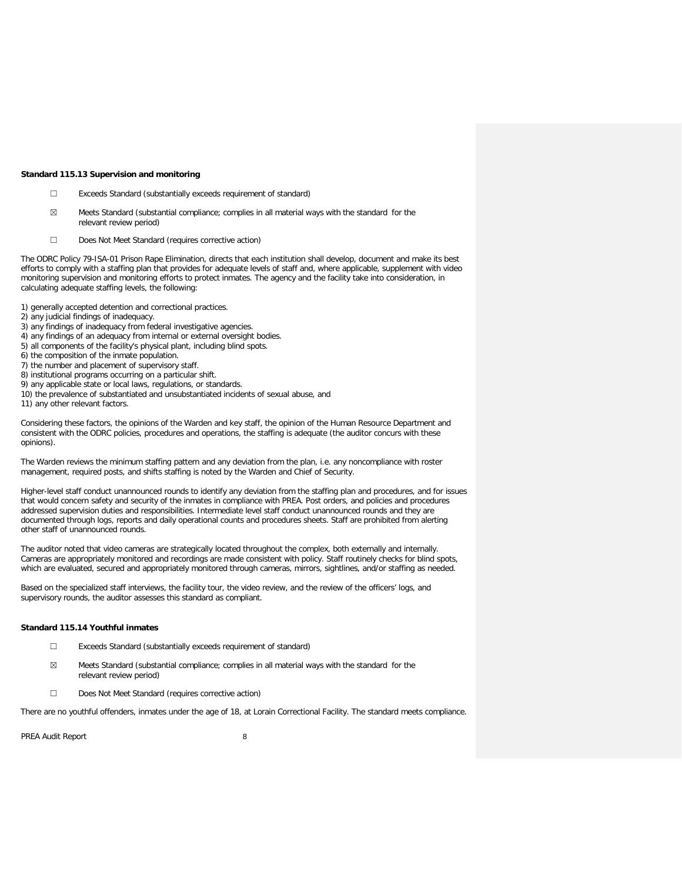**Standard 115.13 Supervision and monitoring**

- ☐ Exceeds Standard (substantially exceeds requirement of standard)
- ☒ Meets Standard (substantial compliance; complies in all material ways with the standard for the relevant review period)
- ☐ Does Not Meet Standard (requires corrective action)

The ODRC Policy 79-ISA-01 Prison Rape Elimination, directs that each institution shall develop, document and make its best efforts to comply with a staffing plan that provides for adequate levels of staff and, where applicable, supplement with video monitoring supervision and monitoring efforts to protect inmates. The agency and the facility take into consideration, in calculating adequate staffing levels, the following:

1) generally accepted detention and correctional practices.
2) any judicial findings of inadequacy.
3) any findings of inadequacy from federal investigative agencies.
4) any findings of an adequacy from internal or external oversight bodies.
5) all components of the facility's physical plant, including blind spots.
6) the composition of the inmate population.
7) the number and placement of supervisory staff.
8) institutional programs occurring on a particular shift.
9) any applicable state or local laws, regulations, or standards.
10) the prevalence of substantiated and unsubstantiated incidents of sexual abuse, and
11) any other relevant factors.

Considering these factors, the opinions of the Warden and key staff, the opinion of the Human Resource Department and consistent with the ODRC policies, procedures and operations, the staffing is adequate (the auditor concurs with these opinions).

The Warden reviews the minimum staffing pattern and any deviation from the plan, i.e. any noncompliance with roster management, required posts, and shifts staffing is noted by the Warden and Chief of Security.

Higher-level staff conduct unannounced rounds to identify any deviation from the staffing plan and procedures, and for issues that would concern safety and security of the inmates in compliance with PREA. Post orders, and policies and procedures addressed supervision duties and responsibilities. Intermediate level staff conduct unannounced rounds and they are documented through logs, reports and daily operational counts and procedures sheets. Staff are prohibited from alerting other staff of unannounced rounds.

The auditor noted that video cameras are strategically located throughout the complex, both externally and internally. Cameras are appropriately monitored and recordings are made consistent with policy. Staff routinely checks for blind spots, which are evaluated, secured and appropriately monitored through cameras, mirrors, sightlines, and/or staffing as needed.

Based on the specialized staff interviews, the facility tour, the video review, and the review of the officers' logs, and supervisory rounds, the auditor assesses this standard as compliant.

**Standard 115.14 Youthful inmates**

- ☐ Exceeds Standard (substantially exceeds requirement of standard)
- ☒ Meets Standard (substantial compliance; complies in all material ways with the standard for the relevant review period)
- ☐ Does Not Meet Standard (requires corrective action)

There are no youthful offenders, inmates under the age of 18, at Lorain Correctional Facility. The standard meets compliance.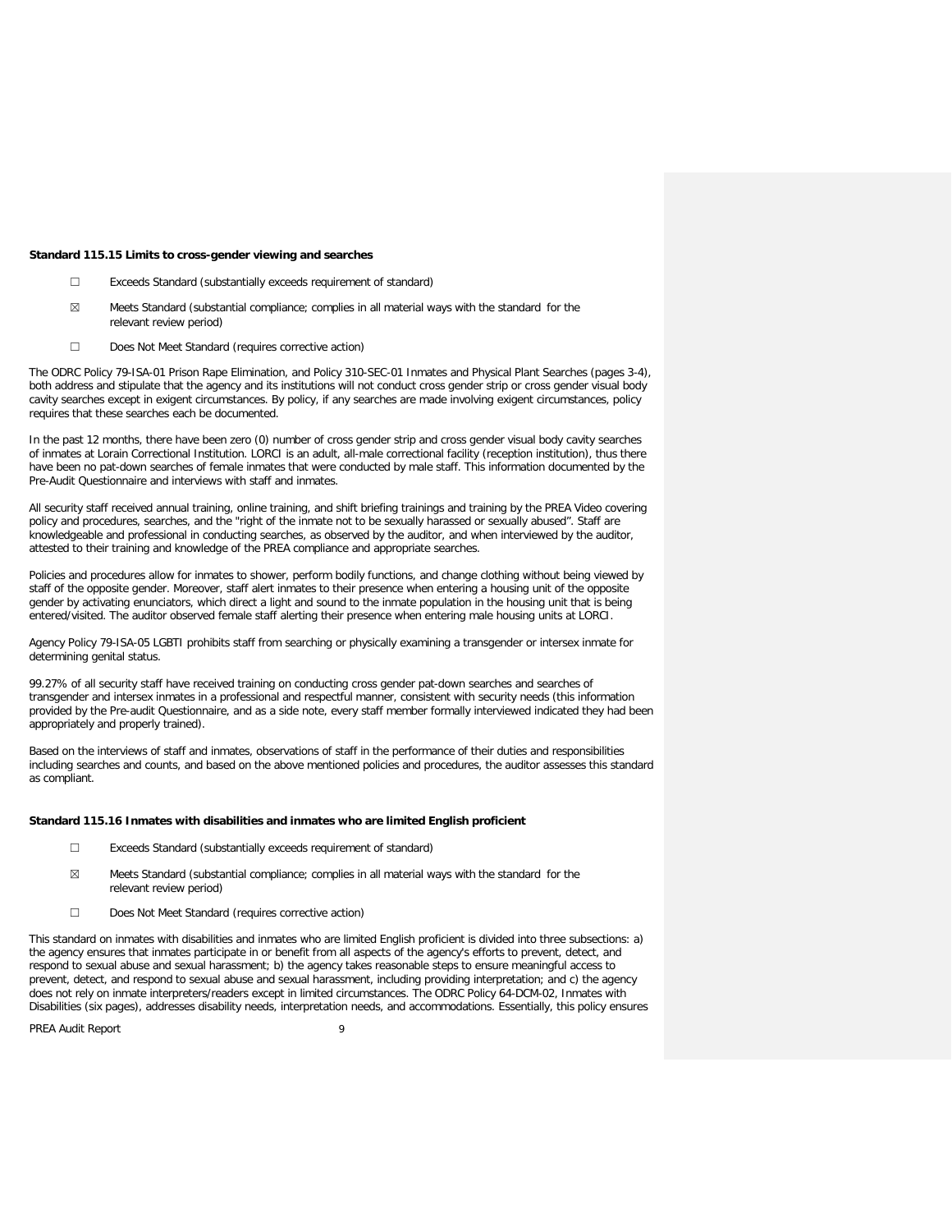**Standard 115.15 Limits to cross-gender viewing and searches**

☐ Exceeds Standard (substantially exceeds requirement of standard)

☒ Meets Standard (substantial compliance; complies in all material ways with the standard for the relevant review period)

☐ Does Not Meet Standard (requires corrective action)

The ODRC Policy 79-ISA-01 Prison Rape Elimination, and Policy 310-SEC-01 Inmates and Physical Plant Searches (pages 3-4), both address and stipulate that the agency and its institutions will not conduct cross gender strip or cross gender visual body cavity searches except in exigent circumstances. By policy, if any searches are made involving exigent circumstances, policy requires that these searches each be documented.

In the past 12 months, there have been zero (0) number of cross gender strip and cross gender visual body cavity searches of inmates at Lorain Correctional Institution. LORCI is an adult, all-male correctional facility (reception institution), thus there have been no pat-down searches of female inmates that were conducted by male staff. This information documented by the Pre-Audit Questionnaire and interviews with staff and inmates.

All security staff received annual training, online training, and shift briefing trainings and training by the PREA Video covering policy and procedures, searches, and the "right of the inmate not to be sexually harassed or sexually abused". Staff are knowledgeable and professional in conducting searches, as observed by the auditor, and when interviewed by the auditor, attested to their training and knowledge of the PREA compliance and appropriate searches.

Policies and procedures allow for inmates to shower, perform bodily functions, and change clothing without being viewed by staff of the opposite gender. Moreover, staff alert inmates to their presence when entering a housing unit of the opposite gender by activating enunciators, which direct a light and sound to the inmate population in the housing unit that is being entered/visited. The auditor observed female staff alerting their presence when entering male housing units at LORCI.

Agency Policy 79-ISA-05 LGBTI prohibits staff from searching or physically examining a transgender or intersex inmate for determining genital status.

99.27% of all security staff have received training on conducting cross gender pat-down searches and searches of transgender and intersex inmates in a professional and respectful manner, consistent with security needs (this information provided by the Pre-audit Questionnaire, and as a side note, every staff member formally interviewed indicated they had been appropriately and properly trained).

Based on the interviews of staff and inmates, observations of staff in the performance of their duties and responsibilities including searches and counts, and based on the above mentioned policies and procedures, the auditor assesses this standard as compliant.

**Standard 115.16 Inmates with disabilities and inmates who are limited English proficient**

☐ Exceeds Standard (substantially exceeds requirement of standard)

☒ Meets Standard (substantial compliance; complies in all material ways with the standard for the relevant review period)

☐ Does Not Meet Standard (requires corrective action)

This standard on inmates with disabilities and inmates who are limited English proficient is divided into three subsections: a) the agency ensures that inmates participate in or benefit from all aspects of the agency's efforts to prevent, detect, and respond to sexual abuse and sexual harassment; b) the agency takes reasonable steps to ensure meaningful access to prevent, detect, and respond to sexual abuse and sexual harassment, including providing interpretation; and c) the agency does not rely on inmate interpreters/readers except in limited circumstances. The ODRC Policy 64-DCM-02, Inmates with Disabilities (six pages), addresses disability needs, interpretation needs, and accommodations. Essentially, this policy ensures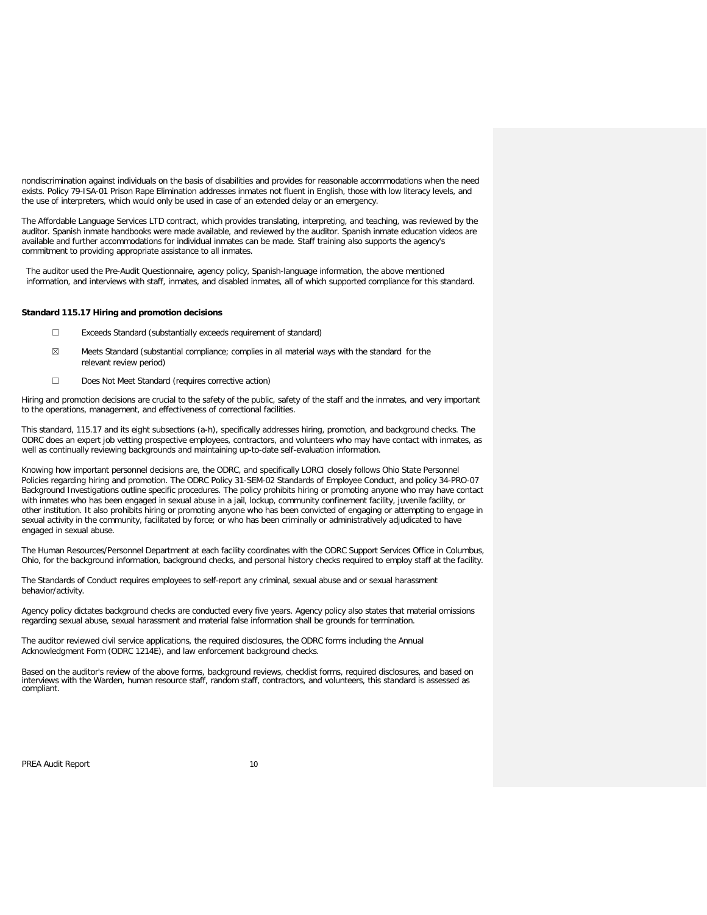nondiscrimination against individuals on the basis of disabilities and provides for reasonable accommodations when the need exists. Policy 79-ISA-01 Prison Rape Elimination addresses inmates not fluent in English, those with low literacy levels, and the use of interpreters, which would only be used in case of an extended delay or an emergency.

The Affordable Language Services LTD contract, which provides translating, interpreting, and teaching, was reviewed by the auditor. Spanish inmate handbooks were made available, and reviewed by the auditor. Spanish inmate education videos are available and further accommodations for individual inmates can be made. Staff training also supports the agency's commitment to providing appropriate assistance to all inmates.

The auditor used the Pre-Audit Questionnaire, agency policy, Spanish-language information, the above mentioned information, and interviews with staff, inmates, and disabled inmates, all of which supported compliance for this standard.

**Standard 115.17 Hiring and promotion decisions**

☐ Exceeds Standard (substantially exceeds requirement of standard)

☒ Meets Standard (substantial compliance; complies in all material ways with the standard for the relevant review period)

☐ Does Not Meet Standard (requires corrective action)

Hiring and promotion decisions are crucial to the safety of the public, safety of the staff and the inmates, and very important to the operations, management, and effectiveness of correctional facilities.

This standard, 115.17 and its eight subsections (a-h), specifically addresses hiring, promotion, and background checks. The ODRC does an expert job vetting prospective employees, contractors, and volunteers who may have contact with inmates, as well as continually reviewing backgrounds and maintaining up-to-date self-evaluation information.

Knowing how important personnel decisions are, the ODRC, and specifically LORCI closely follows Ohio State Personnel Policies regarding hiring and promotion. The ODRC Policy 31-SEM-02 Standards of Employee Conduct, and policy 34-PRO-07 Background Investigations outline specific procedures. The policy prohibits hiring or promoting anyone who may have contact with inmates who has been engaged in sexual abuse in a jail, lockup, community confinement facility, juvenile facility, or other institution. It also prohibits hiring or promoting anyone who has been convicted of engaging or attempting to engage in sexual activity in the community, facilitated by force; or who has been criminally or administratively adjudicated to have engaged in sexual abuse.

The Human Resources/Personnel Department at each facility coordinates with the ODRC Support Services Office in Columbus, Ohio, for the background information, background checks, and personal history checks required to employ staff at the facility.

The Standards of Conduct requires employees to self-report any criminal, sexual abuse and or sexual harassment behavior/activity.

Agency policy dictates background checks are conducted every five years. Agency policy also states that material omissions regarding sexual abuse, sexual harassment and material false information shall be grounds for termination.

The auditor reviewed civil service applications, the required disclosures, the ODRC forms including the Annual Acknowledgment Form (ODRC 1214E), and law enforcement background checks.

Based on the auditor's review of the above forms, background reviews, checklist forms, required disclosures, and based on interviews with the Warden, human resource staff, random staff, contractors, and volunteers, this standard is assessed as compliant.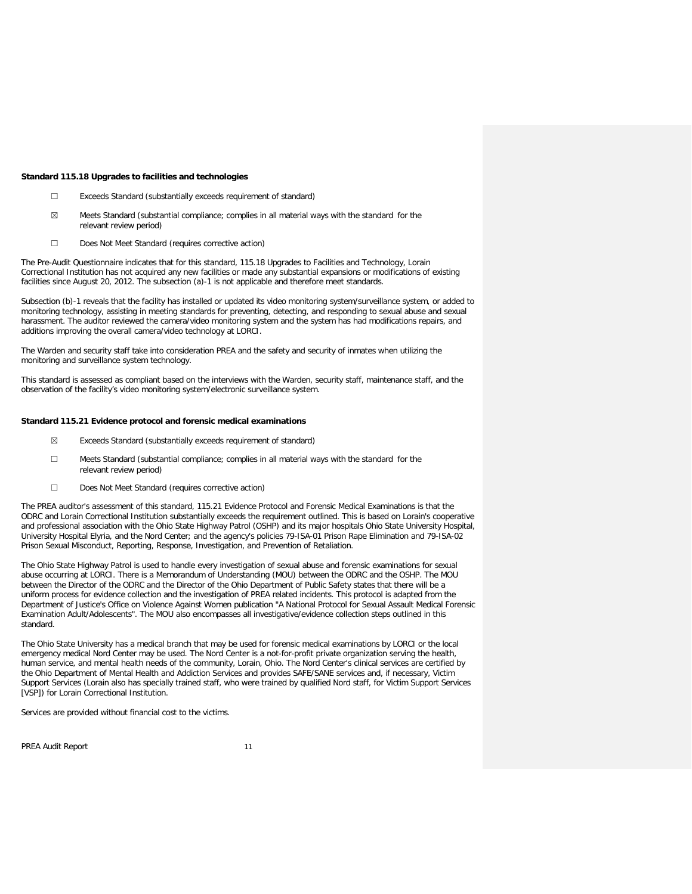**Standard 115.18 Upgrades to facilities and technologies**

☐ Exceeds Standard (substantially exceeds requirement of standard)

☒ Meets Standard (substantial compliance; complies in all material ways with the standard for the relevant review period)

☐ Does Not Meet Standard (requires corrective action)

The Pre-Audit Questionnaire indicates that for this standard, 115.18 Upgrades to Facilities and Technology, Lorain Correctional Institution has not acquired any new facilities or made any substantial expansions or modifications of existing facilities since August 20, 2012. The subsection (a)-1 is not applicable and therefore meet standards.

Subsection (b)-1 reveals that the facility has installed or updated its video monitoring system/surveillance system, or added to monitoring technology, assisting in meeting standards for preventing, detecting, and responding to sexual abuse and sexual harassment. The auditor reviewed the camera/video monitoring system and the system has had modifications repairs, and additions improving the overall camera/video technology at LORCI.

The Warden and security staff take into consideration PREA and the safety and security of inmates when utilizing the monitoring and surveillance system technology.

This standard is assessed as compliant based on the interviews with the Warden, security staff, maintenance staff, and the observation of the facility's video monitoring system/electronic surveillance system.

**Standard 115.21 Evidence protocol and forensic medical examinations**

☒ Exceeds Standard (substantially exceeds requirement of standard)

☐ Meets Standard (substantial compliance; complies in all material ways with the standard for the relevant review period)

☐ Does Not Meet Standard (requires corrective action)

The PREA auditor's assessment of this standard, 115.21 Evidence Protocol and Forensic Medical Examinations is that the ODRC and Lorain Correctional Institution substantially exceeds the requirement outlined. This is based on Lorain's cooperative and professional association with the Ohio State Highway Patrol (OSHP) and its major hospitals Ohio State University Hospital, University Hospital Elyria, and the Nord Center; and the agency's policies 79-ISA-01 Prison Rape Elimination and 79-ISA-02 Prison Sexual Misconduct, Reporting, Response, Investigation, and Prevention of Retaliation.

The Ohio State Highway Patrol is used to handle every investigation of sexual abuse and forensic examinations for sexual abuse occurring at LORCI. There is a Memorandum of Understanding (MOU) between the ODRC and the OSHP. The MOU between the Director of the ODRC and the Director of the Ohio Department of Public Safety states that there will be a uniform process for evidence collection and the investigation of PREA related incidents. This protocol is adapted from the Department of Justice's Office on Violence Against Women publication "A National Protocol for Sexual Assault Medical Forensic Examination Adult/Adolescents". The MOU also encompasses all investigative/evidence collection steps outlined in this standard.

The Ohio State University has a medical branch that may be used for forensic medical examinations by LORCI or the local emergency medical Nord Center may be used. The Nord Center is a not-for-profit private organization serving the health, human service, and mental health needs of the community, Lorain, Ohio. The Nord Center's clinical services are certified by the Ohio Department of Mental Health and Addiction Services and provides SAFE/SANE services and, if necessary, Victim Support Services (Lorain also has specially trained staff, who were trained by qualified Nord staff, for Victim Support Services [VSP]) for Lorain Correctional Institution.

Services are provided without financial cost to the victims.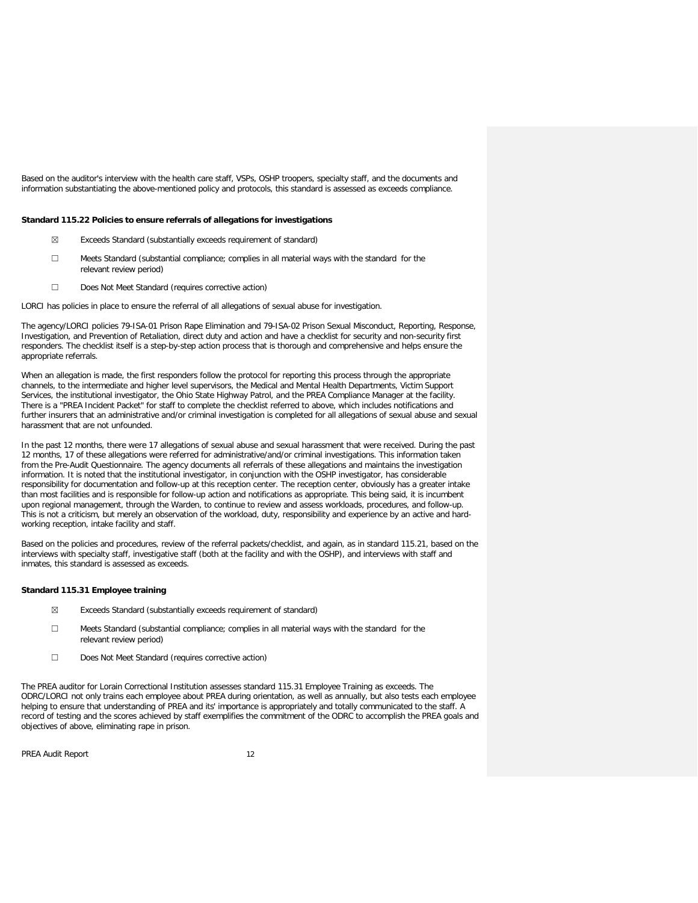Based on the auditor's interview with the health care staff, VSPs, OSHP troopers, specialty staff, and the documents and information substantiating the above-mentioned policy and protocols, this standard is assessed as exceeds compliance.

**Standard 115.22 Policies to ensure referrals of allegations for investigations**

☒ Exceeds Standard (substantially exceeds requirement of standard)

☐ Meets Standard (substantial compliance; complies in all material ways with the standard for the relevant review period)

☐ Does Not Meet Standard (requires corrective action)

LORCI has policies in place to ensure the referral of all allegations of sexual abuse for investigation.

The agency/LORCI policies 79-ISA-01 Prison Rape Elimination and 79-ISA-02 Prison Sexual Misconduct, Reporting, Response, Investigation, and Prevention of Retaliation, direct duty and action and have a checklist for security and non-security first responders. The checklist itself is a step-by-step action process that is thorough and comprehensive and helps ensure the appropriate referrals.

When an allegation is made, the first responders follow the protocol for reporting this process through the appropriate channels, to the intermediate and higher level supervisors, the Medical and Mental Health Departments, Victim Support Services, the institutional investigator, the Ohio State Highway Patrol, and the PREA Compliance Manager at the facility. There is a "PREA Incident Packet" for staff to complete the checklist referred to above, which includes notifications and further insurers that an administrative and/or criminal investigation is completed for all allegations of sexual abuse and sexual harassment that are not unfounded.

In the past 12 months, there were 17 allegations of sexual abuse and sexual harassment that were received. During the past 12 months, 17 of these allegations were referred for administrative/and/or criminal investigations. This information taken from the Pre-Audit Questionnaire. The agency documents all referrals of these allegations and maintains the investigation information. It is noted that the institutional investigator, in conjunction with the OSHP investigator, has considerable responsibility for documentation and follow-up at this reception center. The reception center, obviously has a greater intake than most facilities and is responsible for follow-up action and notifications as appropriate. This being said, it is incumbent upon regional management, through the Warden, to continue to review and assess workloads, procedures, and follow-up. This is not a criticism, but merely an observation of the workload, duty, responsibility and experience by an active and hard-working reception, intake facility and staff.

Based on the policies and procedures, review of the referral packets/checklist, and again, as in standard 115.21, based on the interviews with specialty staff, investigative staff (both at the facility and with the OSHP), and interviews with staff and inmates, this standard is assessed as exceeds.

**Standard 115.31 Employee training**

☒ Exceeds Standard (substantially exceeds requirement of standard)

☐ Meets Standard (substantial compliance; complies in all material ways with the standard for the relevant review period)

☐ Does Not Meet Standard (requires corrective action)

The PREA auditor for Lorain Correctional Institution assesses standard 115.31 Employee Training as exceeds. The ODRC/LORCI not only trains each employee about PREA during orientation, as well as annually, but also tests each employee helping to ensure that understanding of PREA and its' importance is appropriately and totally communicated to the staff. A record of testing and the scores achieved by staff exemplifies the commitment of the ODRC to accomplish the PREA goals and objectives of above, eliminating rape in prison.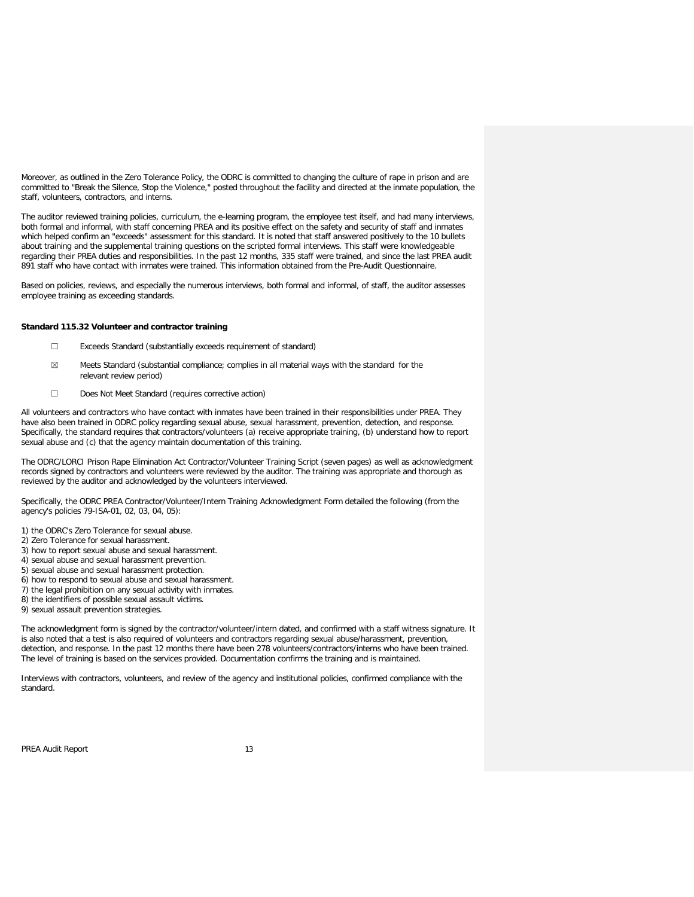Moreover, as outlined in the Zero Tolerance Policy, the ODRC is committed to changing the culture of rape in prison and are committed to "Break the Silence, Stop the Violence," posted throughout the facility and directed at the inmate population, the staff, volunteers, contractors, and interns.

The auditor reviewed training policies, curriculum, the e-learning program, the employee test itself, and had many interviews, both formal and informal, with staff concerning PREA and its positive effect on the safety and security of staff and inmates which helped confirm an "exceeds" assessment for this standard. It is noted that staff answered positively to the 10 bullets about training and the supplemental training questions on the scripted formal interviews. This staff were knowledgeable regarding their PREA duties and responsibilities. In the past 12 months, 335 staff were trained, and since the last PREA audit 891 staff who have contact with inmates were trained. This information obtained from the Pre-Audit Questionnaire.

Based on policies, reviews, and especially the numerous interviews, both formal and informal, of staff, the auditor assesses employee training as exceeding standards.

**Standard 115.32 Volunteer and contractor training**

☐ Exceeds Standard (substantially exceeds requirement of standard)

☒ Meets Standard (substantial compliance; complies in all material ways with the standard for the relevant review period)

☐ Does Not Meet Standard (requires corrective action)

All volunteers and contractors who have contact with inmates have been trained in their responsibilities under PREA. They have also been trained in ODRC policy regarding sexual abuse, sexual harassment, prevention, detection, and response. Specifically, the standard requires that contractors/volunteers (a) receive appropriate training, (b) understand how to report sexual abuse and (c) that the agency maintain documentation of this training.

The ODRC/LORCI Prison Rape Elimination Act Contractor/Volunteer Training Script (seven pages) as well as acknowledgment records signed by contractors and volunteers were reviewed by the auditor. The training was appropriate and thorough as reviewed by the auditor and acknowledged by the volunteers interviewed.

Specifically, the ODRC PREA Contractor/Volunteer/Intern Training Acknowledgment Form detailed the following (from the agency's policies 79-ISA-01, 02, 03, 04, 05):

1) the ODRC's Zero Tolerance for sexual abuse.
2) Zero Tolerance for sexual harassment.
3) how to report sexual abuse and sexual harassment.
4) sexual abuse and sexual harassment prevention.
5) sexual abuse and sexual harassment protection.
6) how to respond to sexual abuse and sexual harassment.
7) the legal prohibition on any sexual activity with inmates.
8) the identifiers of possible sexual assault victims.
9) sexual assault prevention strategies.

The acknowledgment form is signed by the contractor/volunteer/intern dated, and confirmed with a staff witness signature. It is also noted that a test is also required of volunteers and contractors regarding sexual abuse/harassment, prevention, detection, and response. In the past 12 months there have been 278 volunteers/contractors/interns who have been trained. The level of training is based on the services provided. Documentation confirms the training and is maintained.

Interviews with contractors, volunteers, and review of the agency and institutional policies, confirmed compliance with the standard.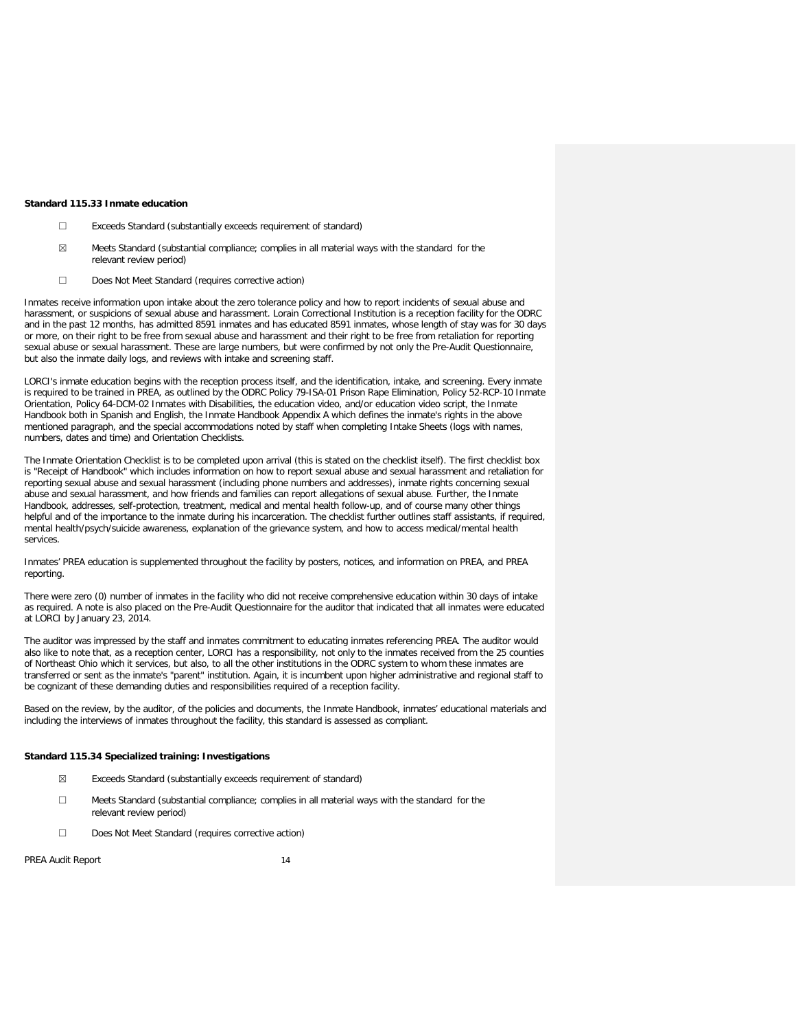**Standard 115.33 Inmate education**

☐ Exceeds Standard (substantially exceeds requirement of standard)

☒ Meets Standard (substantial compliance; complies in all material ways with the standard for the relevant review period)

☐ Does Not Meet Standard (requires corrective action)

Inmates receive information upon intake about the zero tolerance policy and how to report incidents of sexual abuse and harassment, or suspicions of sexual abuse and harassment. Lorain Correctional Institution is a reception facility for the ODRC and in the past 12 months, has admitted 8591 inmates and has educated 8591 inmates, whose length of stay was for 30 days or more, on their right to be free from sexual abuse and harassment and their right to be free from retaliation for reporting sexual abuse or sexual harassment. These are large numbers, but were confirmed by not only the Pre-Audit Questionnaire, but also the inmate daily logs, and reviews with intake and screening staff.

LORCI's inmate education begins with the reception process itself, and the identification, intake, and screening. Every inmate is required to be trained in PREA, as outlined by the ODRC Policy 79-ISA-01 Prison Rape Elimination, Policy 52-RCP-10 Inmate Orientation, Policy 64-DCM-02 Inmates with Disabilities, the education video, and/or education video script, the Inmate Handbook both in Spanish and English, the Inmate Handbook Appendix A which defines the inmate's rights in the above mentioned paragraph, and the special accommodations noted by staff when completing Intake Sheets (logs with names, numbers, dates and time) and Orientation Checklists.

The Inmate Orientation Checklist is to be completed upon arrival (this is stated on the checklist itself). The first checklist box is "Receipt of Handbook" which includes information on how to report sexual abuse and sexual harassment and retaliation for reporting sexual abuse and sexual harassment (including phone numbers and addresses), inmate rights concerning sexual abuse and sexual harassment, and how friends and families can report allegations of sexual abuse. Further, the Inmate Handbook, addresses, self-protection, treatment, medical and mental health follow-up, and of course many other things helpful and of the importance to the inmate during his incarceration. The checklist further outlines staff assistants, if required, mental health/psych/suicide awareness, explanation of the grievance system, and how to access medical/mental health services.

Inmates' PREA education is supplemented throughout the facility by posters, notices, and information on PREA, and PREA reporting.

There were zero (0) number of inmates in the facility who did not receive comprehensive education within 30 days of intake as required. A note is also placed on the Pre-Audit Questionnaire for the auditor that indicated that all inmates were educated at LORCI by January 23, 2014.

The auditor was impressed by the staff and inmates commitment to educating inmates referencing PREA. The auditor would also like to note that, as a reception center, LORCI has a responsibility, not only to the inmates received from the 25 counties of Northeast Ohio which it services, but also, to all the other institutions in the ODRC system to whom these inmates are transferred or sent as the inmate's "parent" institution. Again, it is incumbent upon higher administrative and regional staff to be cognizant of these demanding duties and responsibilities required of a reception facility.

Based on the review, by the auditor, of the policies and documents, the Inmate Handbook, inmates' educational materials and including the interviews of inmates throughout the facility, this standard is assessed as compliant.

**Standard 115.34 Specialized training: Investigations**

☒ Exceeds Standard (substantially exceeds requirement of standard)

☐ Meets Standard (substantial compliance; complies in all material ways with the standard for the relevant review period)

☐ Does Not Meet Standard (requires corrective action)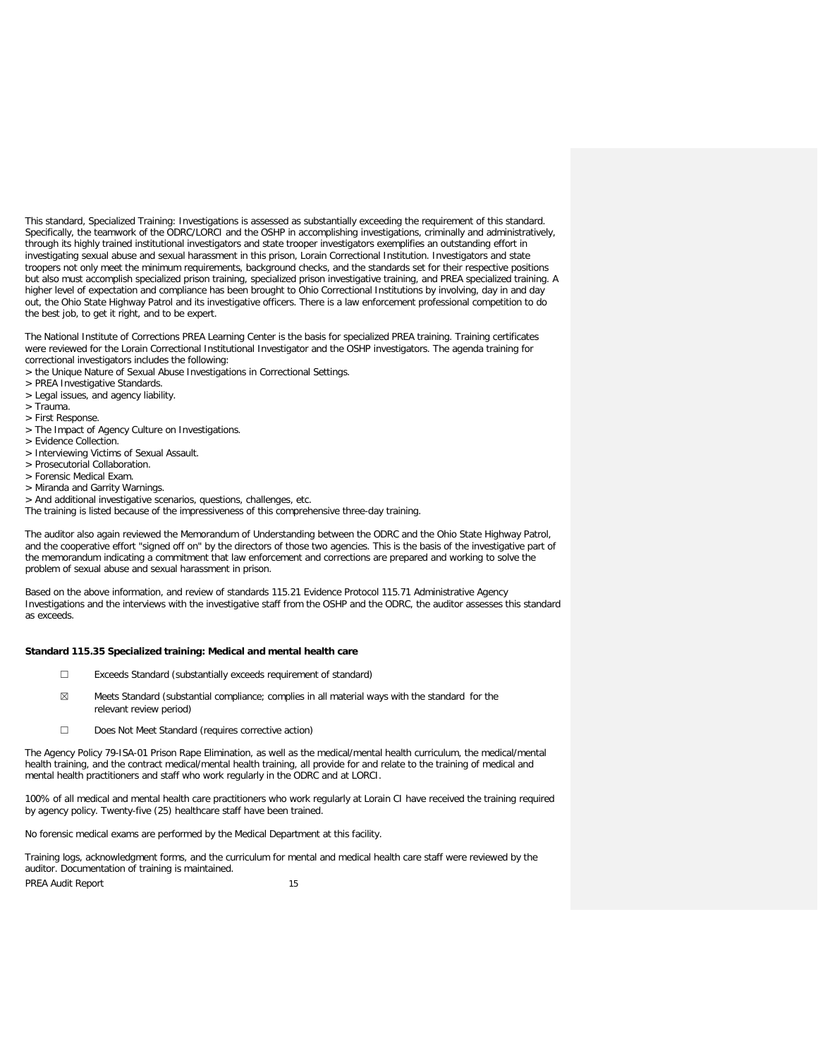This standard, Specialized Training: Investigations is assessed as substantially exceeding the requirement of this standard. Specifically, the teamwork of the ODRC/LORCI and the OSHP in accomplishing investigations, criminally and administratively, through its highly trained institutional investigators and state trooper investigators exemplifies an outstanding effort in investigating sexual abuse and sexual harassment in this prison, Lorain Correctional Institution. Investigators and state troopers not only meet the minimum requirements, background checks, and the standards set for their respective positions but also must accomplish specialized prison training, specialized prison investigative training, and PREA specialized training. A higher level of expectation and compliance has been brought to Ohio Correctional Institutions by involving, day in and day out, the Ohio State Highway Patrol and its investigative officers. There is a law enforcement professional competition to do the best job, to get it right, and to be expert.

The National Institute of Corrections PREA Learning Center is the basis for specialized PREA training. Training certificates were reviewed for the Lorain Correctional Institutional Investigator and the OSHP investigators. The agenda training for correctional investigators includes the following:

> the Unique Nature of Sexual Abuse Investigations in Correctional Settings.
> PREA Investigative Standards.
> Legal issues, and agency liability.
> Trauma.
> First Response.
> The Impact of Agency Culture on Investigations.
> Evidence Collection.
> Interviewing Victims of Sexual Assault.
> Prosecutorial Collaboration.
> Forensic Medical Exam.
> Miranda and Garrity Warnings.
> And additional investigative scenarios, questions, challenges, etc.

The training is listed because of the impressiveness of this comprehensive three-day training.

The auditor also again reviewed the Memorandum of Understanding between the ODRC and the Ohio State Highway Patrol, and the cooperative effort "signed off on" by the directors of those two agencies. This is the basis of the investigative part of the memorandum indicating a commitment that law enforcement and corrections are prepared and working to solve the problem of sexual abuse and sexual harassment in prison.

Based on the above information, and review of standards 115.21 Evidence Protocol 115.71 Administrative Agency Investigations and the interviews with the investigative staff from the OSHP and the ODRC, the auditor assesses this standard as exceeds.

**Standard 115.35 Specialized training: Medical and mental health care**

☐ Exceeds Standard (substantially exceeds requirement of standard)

☒ Meets Standard (substantial compliance; complies in all material ways with the standard for the relevant review period)

☐ Does Not Meet Standard (requires corrective action)

The Agency Policy 79-ISA-01 Prison Rape Elimination, as well as the medical/mental health curriculum, the medical/mental health training, and the contract medical/mental health training, all provide for and relate to the training of medical and mental health practitioners and staff who work regularly in the ODRC and at LORCI.

100% of all medical and mental health care practitioners who work regularly at Lorain CI have received the training required by agency policy. Twenty-five (25) healthcare staff have been trained.

No forensic medical exams are performed by the Medical Department at this facility.

Training logs, acknowledgment forms, and the curriculum for mental and medical health care staff were reviewed by the auditor. Documentation of training is maintained.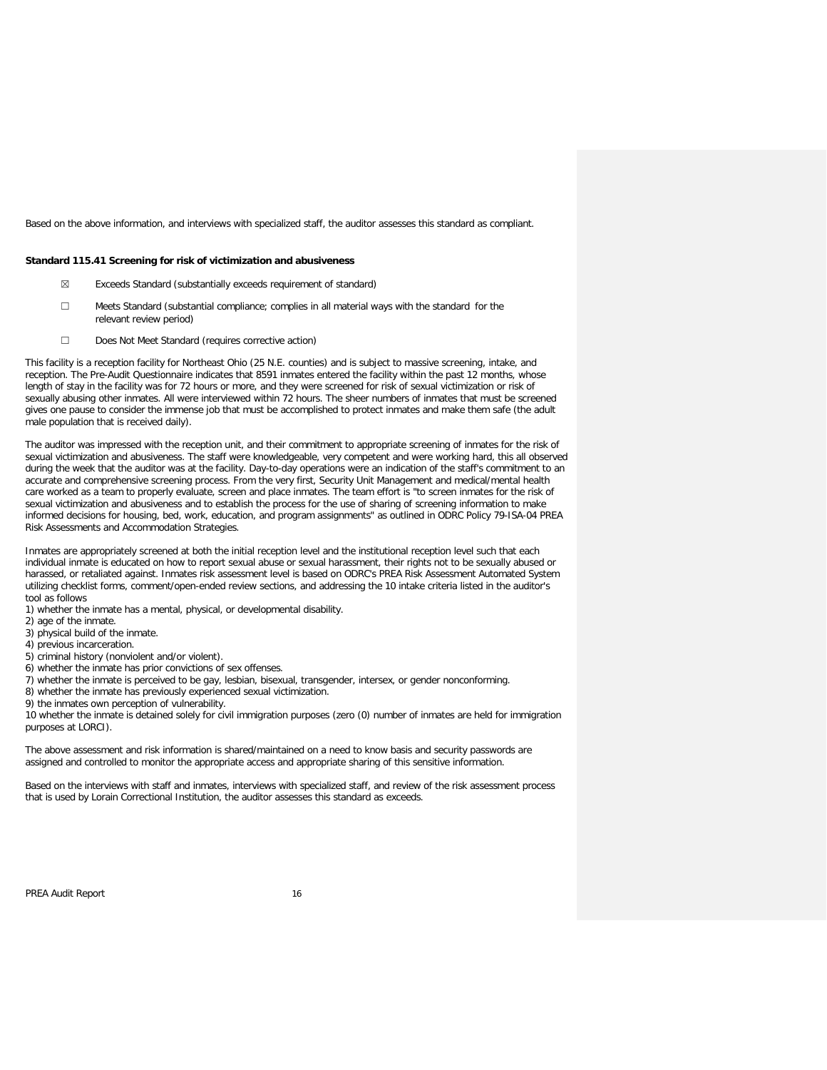Based on the above information, and interviews with specialized staff, the auditor assesses this standard as compliant.

**Standard 115.41 Screening for risk of victimization and abusiveness**

☒ Exceeds Standard (substantially exceeds requirement of standard)

☐ Meets Standard (substantial compliance; complies in all material ways with the standard for the relevant review period)

☐ Does Not Meet Standard (requires corrective action)

This facility is a reception facility for Northeast Ohio (25 N.E. counties) and is subject to massive screening, intake, and reception. The Pre-Audit Questionnaire indicates that 8591 inmates entered the facility within the past 12 months, whose length of stay in the facility was for 72 hours or more, and they were screened for risk of sexual victimization or risk of sexually abusing other inmates. All were interviewed within 72 hours. The sheer numbers of inmates that must be screened gives one pause to consider the immense job that must be accomplished to protect inmates and make them safe (the adult male population that is received daily).

The auditor was impressed with the reception unit, and their commitment to appropriate screening of inmates for the risk of sexual victimization and abusiveness. The staff were knowledgeable, very competent and were working hard, this all observed during the week that the auditor was at the facility. Day-to-day operations were an indication of the staff's commitment to an accurate and comprehensive screening process. From the very first, Security Unit Management and medical/mental health care worked as a team to properly evaluate, screen and place inmates. The team effort is "to screen inmates for the risk of sexual victimization and abusiveness and to establish the process for the use of sharing of screening information to make informed decisions for housing, bed, work, education, and program assignments" as outlined in ODRC Policy 79-ISA-04 PREA Risk Assessments and Accommodation Strategies.

Inmates are appropriately screened at both the initial reception level and the institutional reception level such that each individual inmate is educated on how to report sexual abuse or sexual harassment, their rights not to be sexually abused or harassed, or retaliated against. Inmates risk assessment level is based on ODRC's PREA Risk Assessment Automated System utilizing checklist forms, comment/open-ended review sections, and addressing the 10 intake criteria listed in the auditor's tool as follows

1) whether the inmate has a mental, physical, or developmental disability.
2) age of the inmate.
3) physical build of the inmate.
4) previous incarceration.
5) criminal history (nonviolent and/or violent).
6) whether the inmate has prior convictions of sex offenses.
7) whether the inmate is perceived to be gay, lesbian, bisexual, transgender, intersex, or gender nonconforming.
8) whether the inmate has previously experienced sexual victimization.
9) the inmates own perception of vulnerability.
10 whether the inmate is detained solely for civil immigration purposes (zero (0) number of inmates are held for immigration purposes at LORCI).

The above assessment and risk information is shared/maintained on a need to know basis and security passwords are assigned and controlled to monitor the appropriate access and appropriate sharing of this sensitive information.

Based on the interviews with staff and inmates, interviews with specialized staff, and review of the risk assessment process that is used by Lorain Correctional Institution, the auditor assesses this standard as exceeds.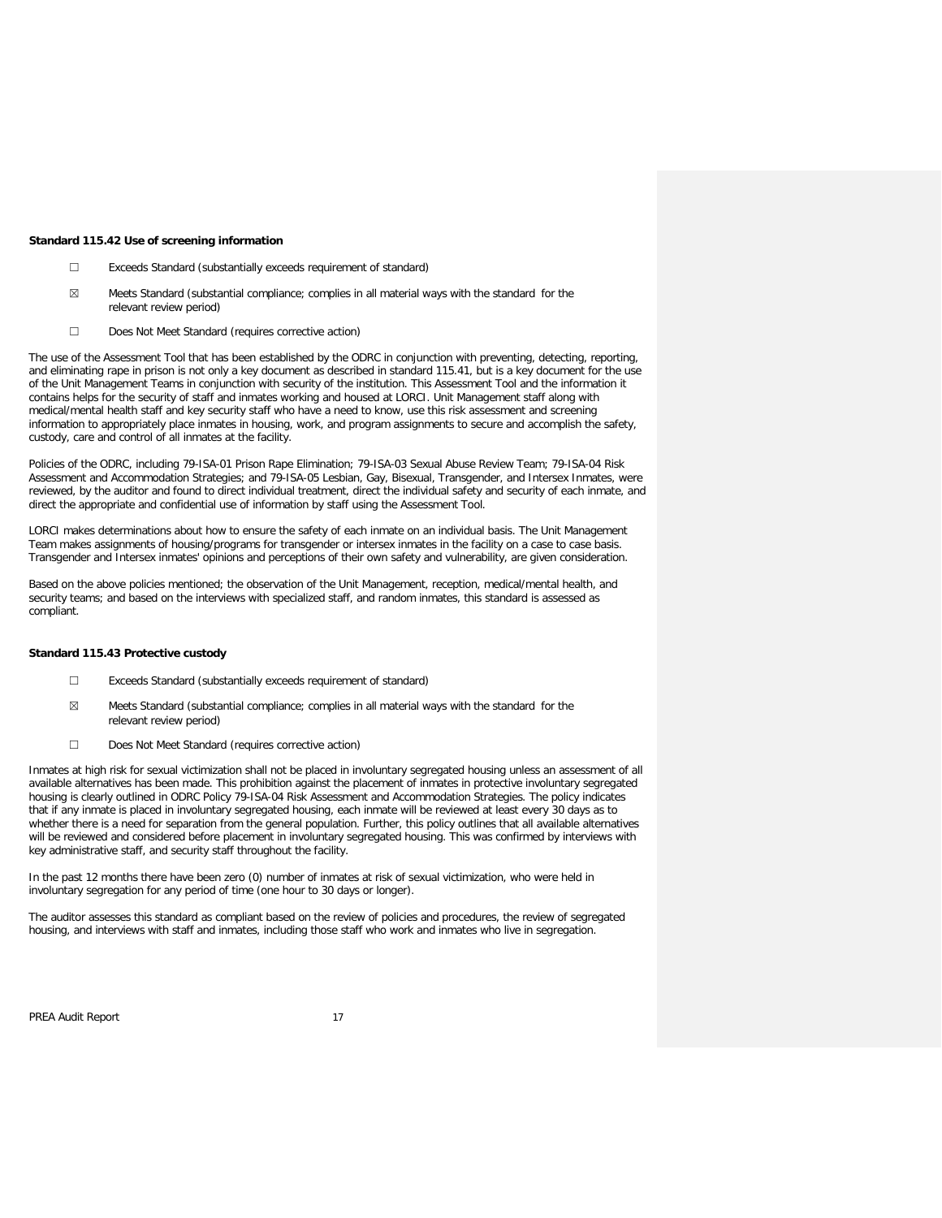**Standard 115.42 Use of screening information**

☐ Exceeds Standard (substantially exceeds requirement of standard)

☒ Meets Standard (substantial compliance; complies in all material ways with the standard for the relevant review period)

☐ Does Not Meet Standard (requires corrective action)

The use of the Assessment Tool that has been established by the ODRC in conjunction with preventing, detecting, reporting, and eliminating rape in prison is not only a key document as described in standard 115.41, but is a key document for the use of the Unit Management Teams in conjunction with security of the institution. This Assessment Tool and the information it contains helps for the security of staff and inmates working and housed at LORCI. Unit Management staff along with medical/mental health staff and key security staff who have a need to know, use this risk assessment and screening information to appropriately place inmates in housing, work, and program assignments to secure and accomplish the safety, custody, care and control of all inmates at the facility.

Policies of the ODRC, including 79-ISA-01 Prison Rape Elimination; 79-ISA-03 Sexual Abuse Review Team; 79-ISA-04 Risk Assessment and Accommodation Strategies; and 79-ISA-05 Lesbian, Gay, Bisexual, Transgender, and Intersex Inmates, were reviewed, by the auditor and found to direct individual treatment, direct the individual safety and security of each inmate, and direct the appropriate and confidential use of information by staff using the Assessment Tool.

LORCI makes determinations about how to ensure the safety of each inmate on an individual basis. The Unit Management Team makes assignments of housing/programs for transgender or intersex inmates in the facility on a case to case basis. Transgender and Intersex inmates' opinions and perceptions of their own safety and vulnerability, are given consideration.

Based on the above policies mentioned; the observation of the Unit Management, reception, medical/mental health, and security teams; and based on the interviews with specialized staff, and random inmates, this standard is assessed as compliant.

**Standard 115.43 Protective custody**

☐ Exceeds Standard (substantially exceeds requirement of standard)

☒ Meets Standard (substantial compliance; complies in all material ways with the standard for the relevant review period)

☐ Does Not Meet Standard (requires corrective action)

Inmates at high risk for sexual victimization shall not be placed in involuntary segregated housing unless an assessment of all available alternatives has been made. This prohibition against the placement of inmates in protective involuntary segregated housing is clearly outlined in ODRC Policy 79-ISA-04 Risk Assessment and Accommodation Strategies. The policy indicates that if any inmate is placed in involuntary segregated housing, each inmate will be reviewed at least every 30 days as to whether there is a need for separation from the general population. Further, this policy outlines that all available alternatives will be reviewed and considered before placement in involuntary segregated housing. This was confirmed by interviews with key administrative staff, and security staff throughout the facility.

In the past 12 months there have been zero (0) number of inmates at risk of sexual victimization, who were held in involuntary segregation for any period of time (one hour to 30 days or longer).

The auditor assesses this standard as compliant based on the review of policies and procedures, the review of segregated housing, and interviews with staff and inmates, including those staff who work and inmates who live in segregation.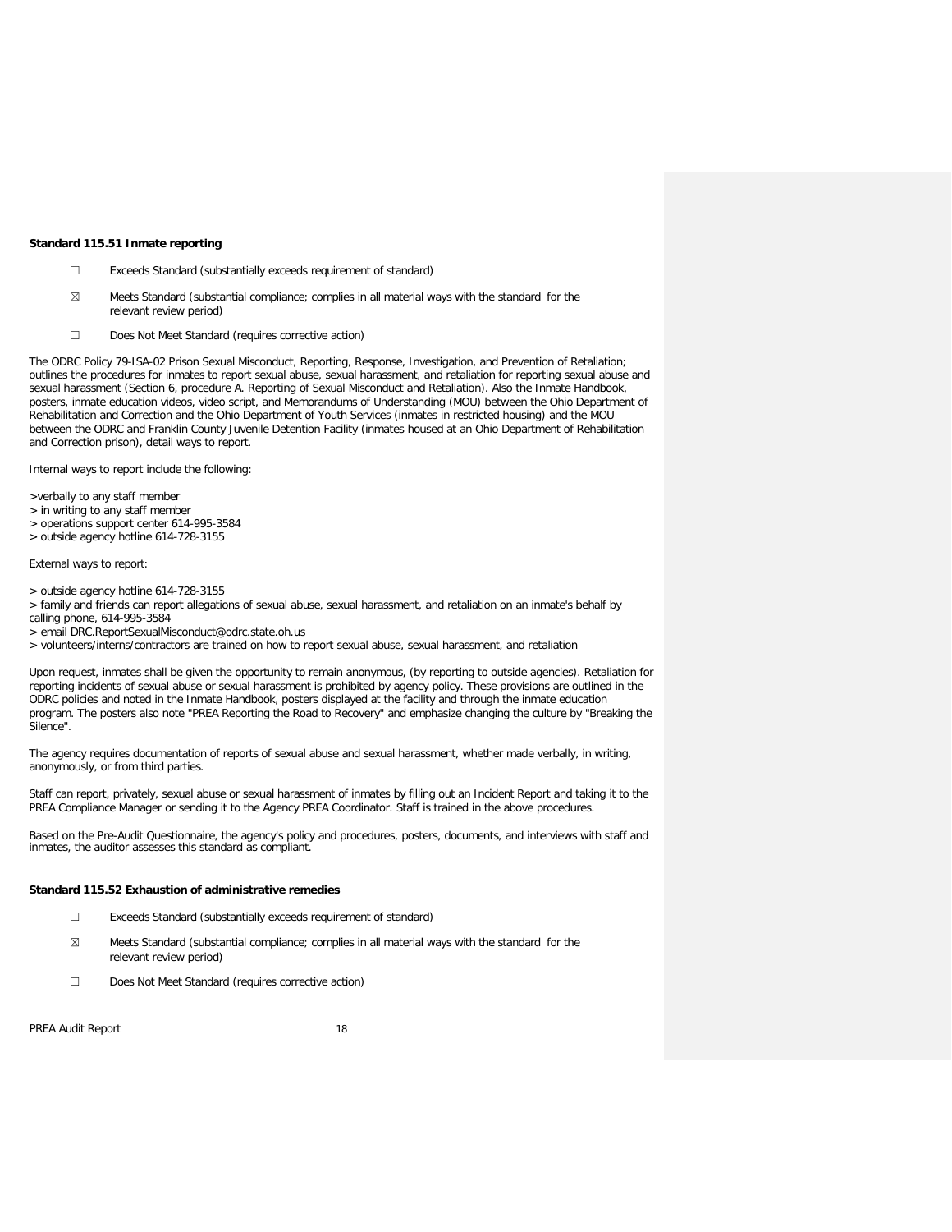**Standard 115.51 Inmate reporting**

☐ Exceeds Standard (substantially exceeds requirement of standard)

☒ Meets Standard (substantial compliance; complies in all material ways with the standard for the relevant review period)

☐ Does Not Meet Standard (requires corrective action)

The ODRC Policy 79-ISA-02 Prison Sexual Misconduct, Reporting, Response, Investigation, and Prevention of Retaliation; outlines the procedures for inmates to report sexual abuse, sexual harassment, and retaliation for reporting sexual abuse and sexual harassment (Section 6, procedure A. Reporting of Sexual Misconduct and Retaliation). Also the Inmate Handbook, posters, inmate education videos, video script, and Memorandums of Understanding (MOU) between the Ohio Department of Rehabilitation and Correction and the Ohio Department of Youth Services (inmates in restricted housing) and the MOU between the ODRC and Franklin County Juvenile Detention Facility (inmates housed at an Ohio Department of Rehabilitation and Correction prison), detail ways to report.

Internal ways to report include the following:

>verbally to any staff member
> in writing to any staff member
> operations support center 614-995-3584
> outside agency hotline 614-728-3155

External ways to report:

> outside agency hotline 614-728-3155
> family and friends can report allegations of sexual abuse, sexual harassment, and retaliation on an inmate's behalf by calling phone, 614-995-3584
> email DRC.ReportSexualMisconduct@odrc.state.oh.us
> volunteers/interns/contractors are trained on how to report sexual abuse, sexual harassment, and retaliation

Upon request, inmates shall be given the opportunity to remain anonymous, (by reporting to outside agencies). Retaliation for reporting incidents of sexual abuse or sexual harassment is prohibited by agency policy. These provisions are outlined in the ODRC policies and noted in the Inmate Handbook, posters displayed at the facility and through the inmate education program. The posters also note "PREA Reporting the Road to Recovery" and emphasize changing the culture by "Breaking the Silence".

The agency requires documentation of reports of sexual abuse and sexual harassment, whether made verbally, in writing, anonymously, or from third parties.

Staff can report, privately, sexual abuse or sexual harassment of inmates by filling out an Incident Report and taking it to the PREA Compliance Manager or sending it to the Agency PREA Coordinator. Staff is trained in the above procedures.

Based on the Pre-Audit Questionnaire, the agency's policy and procedures, posters, documents, and interviews with staff and inmates, the auditor assesses this standard as compliant.

**Standard 115.52 Exhaustion of administrative remedies**

☐ Exceeds Standard (substantially exceeds requirement of standard)

☒ Meets Standard (substantial compliance; complies in all material ways with the standard for the relevant review period)

☐ Does Not Meet Standard (requires corrective action)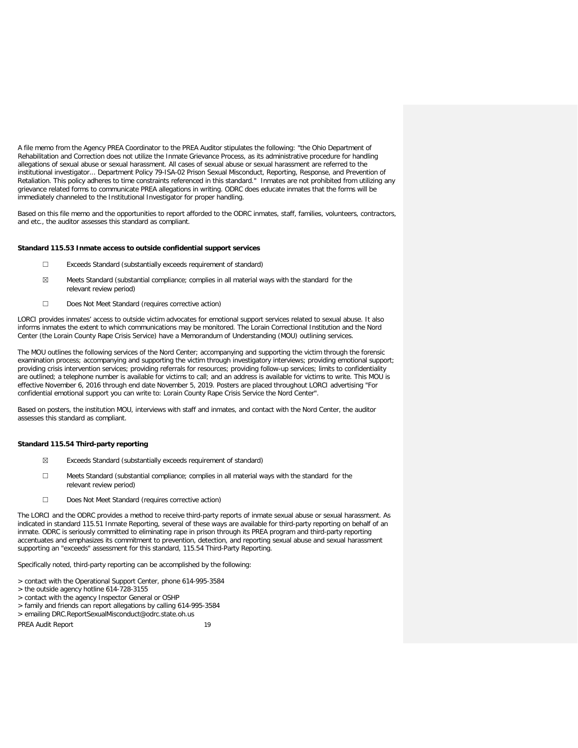A file memo from the Agency PREA Coordinator to the PREA Auditor stipulates the following: "the Ohio Department of Rehabilitation and Correction does not utilize the Inmate Grievance Process, as its administrative procedure for handling allegations of sexual abuse or sexual harassment. All cases of sexual abuse or sexual harassment are referred to the institutional investigator... Department Policy 79-ISA-02 Prison Sexual Misconduct, Reporting, Response, and Prevention of Retaliation. This policy adheres to time constraints referenced in this standard." Inmates are not prohibited from utilizing any grievance related forms to communicate PREA allegations in writing. ODRC does educate inmates that the forms will be immediately channeled to the Institutional Investigator for proper handling.

Based on this file memo and the opportunities to report afforded to the ODRC inmates, staff, families, volunteers, contractors, and etc., the auditor assesses this standard as compliant.

**Standard 115.53 Inmate access to outside confidential support services**

☐ Exceeds Standard (substantially exceeds requirement of standard)

☒ Meets Standard (substantial compliance; complies in all material ways with the standard for the relevant review period)

☐ Does Not Meet Standard (requires corrective action)

LORCI provides inmates' access to outside victim advocates for emotional support services related to sexual abuse. It also informs inmates the extent to which communications may be monitored. The Lorain Correctional Institution and the Nord Center (the Lorain County Rape Crisis Service) have a Memorandum of Understanding (MOU) outlining services.

The MOU outlines the following services of the Nord Center; accompanying and supporting the victim through the forensic examination process; accompanying and supporting the victim through investigatory interviews; providing emotional support; providing crisis intervention services; providing referrals for resources; providing follow-up services; limits to confidentiality are outlined; a telephone number is available for victims to call; and an address is available for victims to write. This MOU is effective November 6, 2016 through end date November 5, 2019. Posters are placed throughout LORCI advertising "For confidential emotional support you can write to: Lorain County Rape Crisis Service the Nord Center".

Based on posters, the institution MOU, interviews with staff and inmates, and contact with the Nord Center, the auditor assesses this standard as compliant.

**Standard 115.54 Third-party reporting**

☒ Exceeds Standard (substantially exceeds requirement of standard)

☐ Meets Standard (substantial compliance; complies in all material ways with the standard for the relevant review period)

☐ Does Not Meet Standard (requires corrective action)

The LORCI and the ODRC provides a method to receive third-party reports of inmate sexual abuse or sexual harassment. As indicated in standard 115.51 Inmate Reporting, several of these ways are available for third-party reporting on behalf of an inmate. ODRC is seriously committed to eliminating rape in prison through its PREA program and third-party reporting accentuates and emphasizes its commitment to prevention, detection, and reporting sexual abuse and sexual harassment supporting an "exceeds" assessment for this standard, 115.54 Third-Party Reporting.

Specifically noted, third-party reporting can be accomplished by the following:

> contact with the Operational Support Center, phone 614-995-3584
> the outside agency hotline 614-728-3155
> contact with the agency Inspector General or OSHP
> family and friends can report allegations by calling 614-995-3584
> emailing DRC.ReportSexualMisconduct@odrc.state.oh.us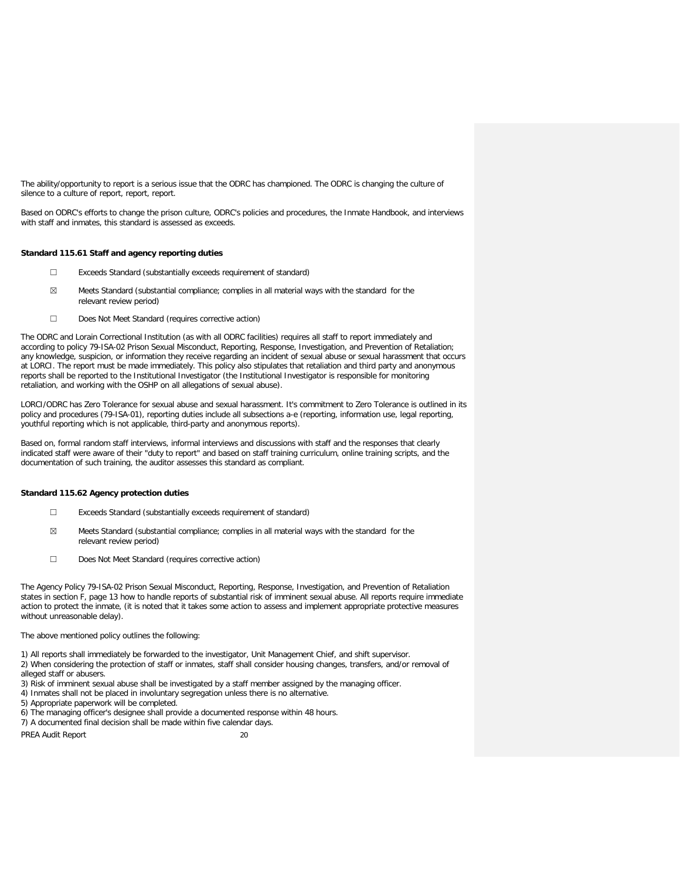The ability/opportunity to report is a serious issue that the ODRC has championed. The ODRC is changing the culture of silence to a culture of report, report, report.

Based on ODRC's efforts to change the prison culture, ODRC's policies and procedures, the Inmate Handbook, and interviews with staff and inmates, this standard is assessed as exceeds.

**Standard 115.61 Staff and agency reporting duties**

☐ Exceeds Standard (substantially exceeds requirement of standard)

☒ Meets Standard (substantial compliance; complies in all material ways with the standard for the relevant review period)

☐ Does Not Meet Standard (requires corrective action)

The ODRC and Lorain Correctional Institution (as with all ODRC facilities) requires all staff to report immediately and according to policy 79-ISA-02 Prison Sexual Misconduct, Reporting, Response, Investigation, and Prevention of Retaliation; any knowledge, suspicion, or information they receive regarding an incident of sexual abuse or sexual harassment that occurs at LORCI. The report must be made immediately. This policy also stipulates that retaliation and third party and anonymous reports shall be reported to the Institutional Investigator (the Institutional Investigator is responsible for monitoring retaliation, and working with the OSHP on all allegations of sexual abuse).

LORCI/ODRC has Zero Tolerance for sexual abuse and sexual harassment. It's commitment to Zero Tolerance is outlined in its policy and procedures (79-ISA-01), reporting duties include all subsections a-e (reporting, information use, legal reporting, youthful reporting which is not applicable, third-party and anonymous reports).

Based on, formal random staff interviews, informal interviews and discussions with staff and the responses that clearly indicated staff were aware of their "duty to report" and based on staff training curriculum, online training scripts, and the documentation of such training, the auditor assesses this standard as compliant.

**Standard 115.62 Agency protection duties**

☐ Exceeds Standard (substantially exceeds requirement of standard)

☒ Meets Standard (substantial compliance; complies in all material ways with the standard for the relevant review period)

☐ Does Not Meet Standard (requires corrective action)

The Agency Policy 79-ISA-02 Prison Sexual Misconduct, Reporting, Response, Investigation, and Prevention of Retaliation states in section F, page 13 how to handle reports of substantial risk of imminent sexual abuse. All reports require immediate action to protect the inmate, (it is noted that it takes some action to assess and implement appropriate protective measures without unreasonable delay).

The above mentioned policy outlines the following:

1) All reports shall immediately be forwarded to the investigator, Unit Management Chief, and shift supervisor.
2) When considering the protection of staff or inmates, staff shall consider housing changes, transfers, and/or removal of alleged staff or abusers.
3) Risk of imminent sexual abuse shall be investigated by a staff member assigned by the managing officer.
4) Inmates shall not be placed in involuntary segregation unless there is no alternative.
5) Appropriate paperwork will be completed.
6) The managing officer's designee shall provide a documented response within 48 hours.
7) A documented final decision shall be made within five calendar days.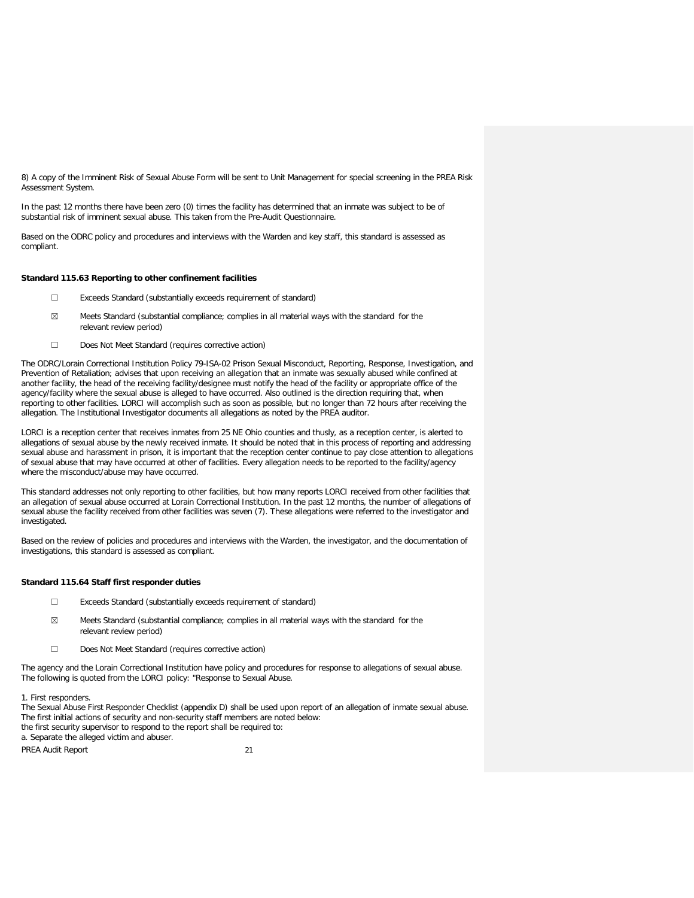8) A copy of the Imminent Risk of Sexual Abuse Form will be sent to Unit Management for special screening in the PREA Risk Assessment System.

In the past 12 months there have been zero (0) times the facility has determined that an inmate was subject to be of substantial risk of imminent sexual abuse. This taken from the Pre-Audit Questionnaire.

Based on the ODRC policy and procedures and interviews with the Warden and key staff, this standard is assessed as compliant.

**Standard 115.63 Reporting to other confinement facilities**

☐ Exceeds Standard (substantially exceeds requirement of standard)

☒ Meets Standard (substantial compliance; complies in all material ways with the standard for the relevant review period)

☐ Does Not Meet Standard (requires corrective action)

The ODRC/Lorain Correctional Institution Policy 79-ISA-02 Prison Sexual Misconduct, Reporting, Response, Investigation, and Prevention of Retaliation; advises that upon receiving an allegation that an inmate was sexually abused while confined at another facility, the head of the receiving facility/designee must notify the head of the facility or appropriate office of the agency/facility where the sexual abuse is alleged to have occurred. Also outlined is the direction requiring that, when reporting to other facilities. LORCI will accomplish such as soon as possible, but no longer than 72 hours after receiving the allegation. The Institutional Investigator documents all allegations as noted by the PREA auditor.

LORCI is a reception center that receives inmates from 25 NE Ohio counties and thusly, as a reception center, is alerted to allegations of sexual abuse by the newly received inmate. It should be noted that in this process of reporting and addressing sexual abuse and harassment in prison, it is important that the reception center continue to pay close attention to allegations of sexual abuse that may have occurred at other of facilities. Every allegation needs to be reported to the facility/agency where the misconduct/abuse may have occurred.

This standard addresses not only reporting to other facilities, but how many reports LORCI received from other facilities that an allegation of sexual abuse occurred at Lorain Correctional Institution. In the past 12 months, the number of allegations of sexual abuse the facility received from other facilities was seven (7). These allegations were referred to the investigator and investigated.

Based on the review of policies and procedures and interviews with the Warden, the investigator, and the documentation of investigations, this standard is assessed as compliant.

**Standard 115.64 Staff first responder duties**

☐ Exceeds Standard (substantially exceeds requirement of standard)

☒ Meets Standard (substantial compliance; complies in all material ways with the standard for the relevant review period)

☐ Does Not Meet Standard (requires corrective action)

The agency and the Lorain Correctional Institution have policy and procedures for response to allegations of sexual abuse. The following is quoted from the LORCI policy: "Response to Sexual Abuse.

1. First responders.
The Sexual Abuse First Responder Checklist (appendix D) shall be used upon report of an allegation of inmate sexual abuse. The first initial actions of security and non-security staff members are noted below:
the first security supervisor to respond to the report shall be required to:
a. Separate the alleged victim and abuser.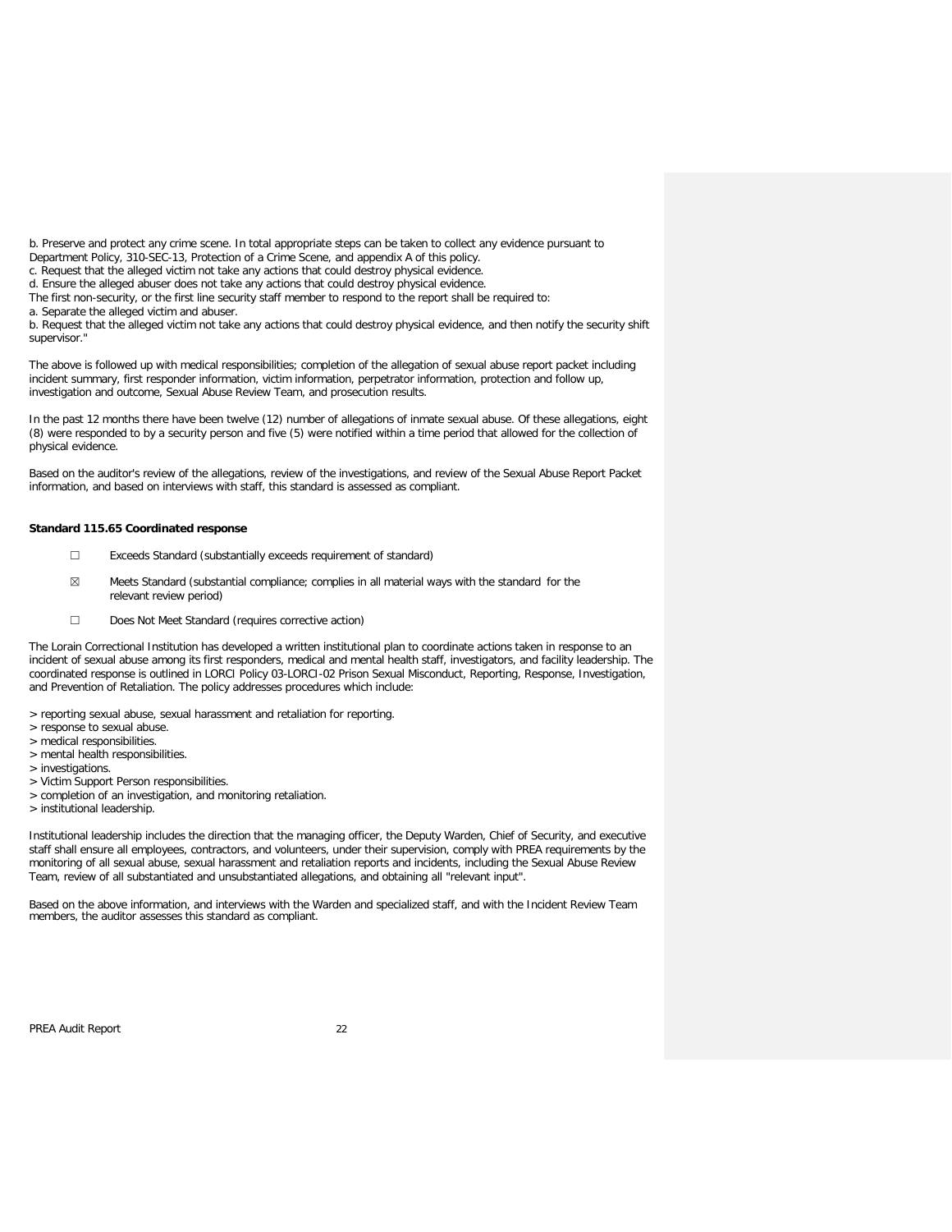b. Preserve and protect any crime scene. In total appropriate steps can be taken to collect any evidence pursuant to Department Policy, 310-SEC-13, Protection of a Crime Scene, and appendix A of this policy.
c. Request that the alleged victim not take any actions that could destroy physical evidence.
d. Ensure the alleged abuser does not take any actions that could destroy physical evidence.
The first non-security, or the first line security staff member to respond to the report shall be required to:
a. Separate the alleged victim and abuser.
b. Request that the alleged victim not take any actions that could destroy physical evidence, and then notify the security shift supervisor."

The above is followed up with medical responsibilities; completion of the allegation of sexual abuse report packet including incident summary, first responder information, victim information, perpetrator information, protection and follow up, investigation and outcome, Sexual Abuse Review Team, and prosecution results.

In the past 12 months there have been twelve (12) number of allegations of inmate sexual abuse. Of these allegations, eight (8) were responded to by a security person and five (5) were notified within a time period that allowed for the collection of physical evidence.

Based on the auditor's review of the allegations, review of the investigations, and review of the Sexual Abuse Report Packet information, and based on interviews with staff, this standard is assessed as compliant.

**Standard 115.65 Coordinated response**

☐ Exceeds Standard (substantially exceeds requirement of standard)

☒ Meets Standard (substantial compliance; complies in all material ways with the standard for the relevant review period)

☐ Does Not Meet Standard (requires corrective action)

The Lorain Correctional Institution has developed a written institutional plan to coordinate actions taken in response to an incident of sexual abuse among its first responders, medical and mental health staff, investigators, and facility leadership. The coordinated response is outlined in LORCI Policy 03-LORCI-02 Prison Sexual Misconduct, Reporting, Response, Investigation, and Prevention of Retaliation. The policy addresses procedures which include:

> reporting sexual abuse, sexual harassment and retaliation for reporting.
> response to sexual abuse.
> medical responsibilities.
> mental health responsibilities.
> investigations.
> Victim Support Person responsibilities.
> completion of an investigation, and monitoring retaliation.
> institutional leadership.

Institutional leadership includes the direction that the managing officer, the Deputy Warden, Chief of Security, and executive staff shall ensure all employees, contractors, and volunteers, under their supervision, comply with PREA requirements by the monitoring of all sexual abuse, sexual harassment and retaliation reports and incidents, including the Sexual Abuse Review Team, review of all substantiated and unsubstantiated allegations, and obtaining all "relevant input".

Based on the above information, and interviews with the Warden and specialized staff, and with the Incident Review Team members, the auditor assesses this standard as compliant.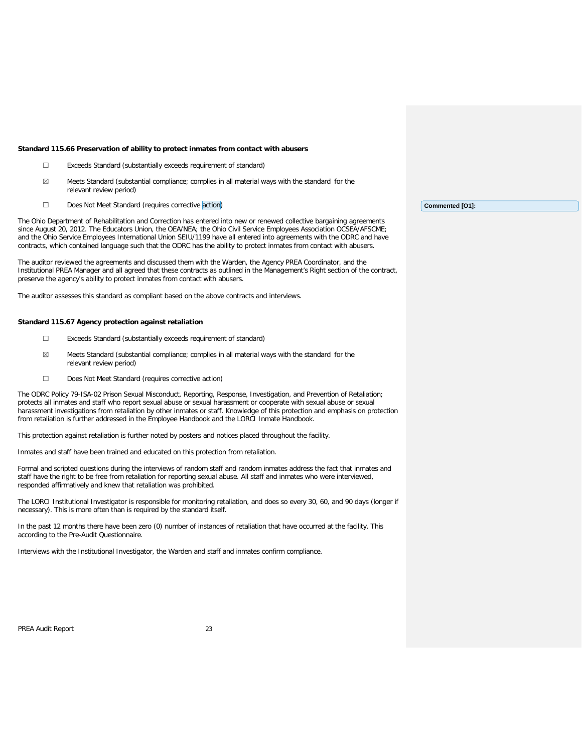**Standard 115.66 Preservation of ability to protect inmates from contact with abusers**

☐ Exceeds Standard (substantially exceeds requirement of standard)

☒ Meets Standard (substantial compliance; complies in all material ways with the standard for the relevant review period)

☐ Does Not Meet Standard (requires corrective action)

Commented [O1]:

The Ohio Department of Rehabilitation and Correction has entered into new or renewed collective bargaining agreements since August 20, 2012. The Educators Union, the OEA/NEA; the Ohio Civil Service Employees Association OCSEA/AFSCME; and the Ohio Service Employees International Union SEIU/1199 have all entered into agreements with the ODRC and have contracts, which contained language such that the ODRC has the ability to protect inmates from contact with abusers.

The auditor reviewed the agreements and discussed them with the Warden, the Agency PREA Coordinator, and the Institutional PREA Manager and all agreed that these contracts as outlined in the Management's Right section of the contract, preserve the agency's ability to protect inmates from contact with abusers.

The auditor assesses this standard as compliant based on the above contracts and interviews.

**Standard 115.67 Agency protection against retaliation**

☐ Exceeds Standard (substantially exceeds requirement of standard)

☒ Meets Standard (substantial compliance; complies in all material ways with the standard for the relevant review period)

☐ Does Not Meet Standard (requires corrective action)

The ODRC Policy 79-ISA-02 Prison Sexual Misconduct, Reporting, Response, Investigation, and Prevention of Retaliation; protects all inmates and staff who report sexual abuse or sexual harassment or cooperate with sexual abuse or sexual harassment investigations from retaliation by other inmates or staff. Knowledge of this protection and emphasis on protection from retaliation is further addressed in the Employee Handbook and the LORCI Inmate Handbook.

This protection against retaliation is further noted by posters and notices placed throughout the facility.

Inmates and staff have been trained and educated on this protection from retaliation.

Formal and scripted questions during the interviews of random staff and random inmates address the fact that inmates and staff have the right to be free from retaliation for reporting sexual abuse. All staff and inmates who were interviewed, responded affirmatively and knew that retaliation was prohibited.

The LORCI Institutional Investigator is responsible for monitoring retaliation, and does so every 30, 60, and 90 days (longer if necessary). This is more often than is required by the standard itself.

In the past 12 months there have been zero (0) number of instances of retaliation that have occurred at the facility. This according to the Pre-Audit Questionnaire.

Interviews with the Institutional Investigator, the Warden and staff and inmates confirm compliance.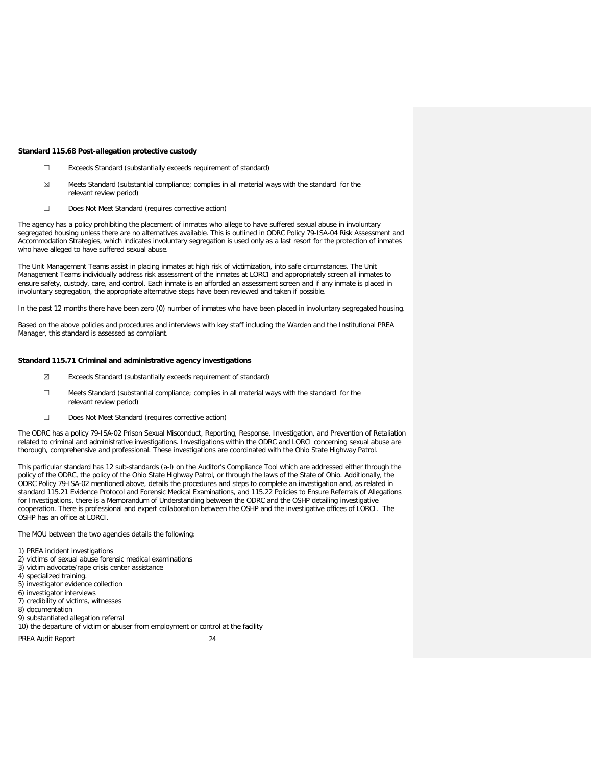**Standard 115.68 Post-allegation protective custody**

☐ Exceeds Standard (substantially exceeds requirement of standard)

☒ Meets Standard (substantial compliance; complies in all material ways with the standard for the relevant review period)

☐ Does Not Meet Standard (requires corrective action)

The agency has a policy prohibiting the placement of inmates who allege to have suffered sexual abuse in involuntary segregated housing unless there are no alternatives available. This is outlined in ODRC Policy 79-ISA-04 Risk Assessment and Accommodation Strategies, which indicates involuntary segregation is used only as a last resort for the protection of inmates who have alleged to have suffered sexual abuse.

The Unit Management Teams assist in placing inmates at high risk of victimization, into safe circumstances. The Unit Management Teams individually address risk assessment of the inmates at LORCI and appropriately screen all inmates to ensure safety, custody, care, and control. Each inmate is an afforded an assessment screen and if any inmate is placed in involuntary segregation, the appropriate alternative steps have been reviewed and taken if possible.

In the past 12 months there have been zero (0) number of inmates who have been placed in involuntary segregated housing.

Based on the above policies and procedures and interviews with key staff including the Warden and the Institutional PREA Manager, this standard is assessed as compliant.

**Standard 115.71 Criminal and administrative agency investigations**

☒ Exceeds Standard (substantially exceeds requirement of standard)

☐ Meets Standard (substantial compliance; complies in all material ways with the standard for the relevant review period)

☐ Does Not Meet Standard (requires corrective action)

The ODRC has a policy 79-ISA-02 Prison Sexual Misconduct, Reporting, Response, Investigation, and Prevention of Retaliation related to criminal and administrative investigations. Investigations within the ODRC and LORCI concerning sexual abuse are thorough, comprehensive and professional. These investigations are coordinated with the Ohio State Highway Patrol.

This particular standard has 12 sub-standards (a-l) on the Auditor's Compliance Tool which are addressed either through the policy of the ODRC, the policy of the Ohio State Highway Patrol, or through the laws of the State of Ohio. Additionally, the ODRC Policy 79-ISA-02 mentioned above, details the procedures and steps to complete an investigation and, as related in standard 115.21 Evidence Protocol and Forensic Medical Examinations, and 115.22 Policies to Ensure Referrals of Allegations for Investigations, there is a Memorandum of Understanding between the ODRC and the OSHP detailing investigative cooperation. There is professional and expert collaboration between the OSHP and the investigative offices of LORCI. The OSHP has an office at LORCI.

The MOU between the two agencies details the following:

1) PREA incident investigations
2) victims of sexual abuse forensic medical examinations
3) victim advocate/rape crisis center assistance
4) specialized training.
5) investigator evidence collection
6) investigator interviews
7) credibility of victims, witnesses
8) documentation
9) substantiated allegation referral
10) the departure of victim or abuser from employment or control at the facility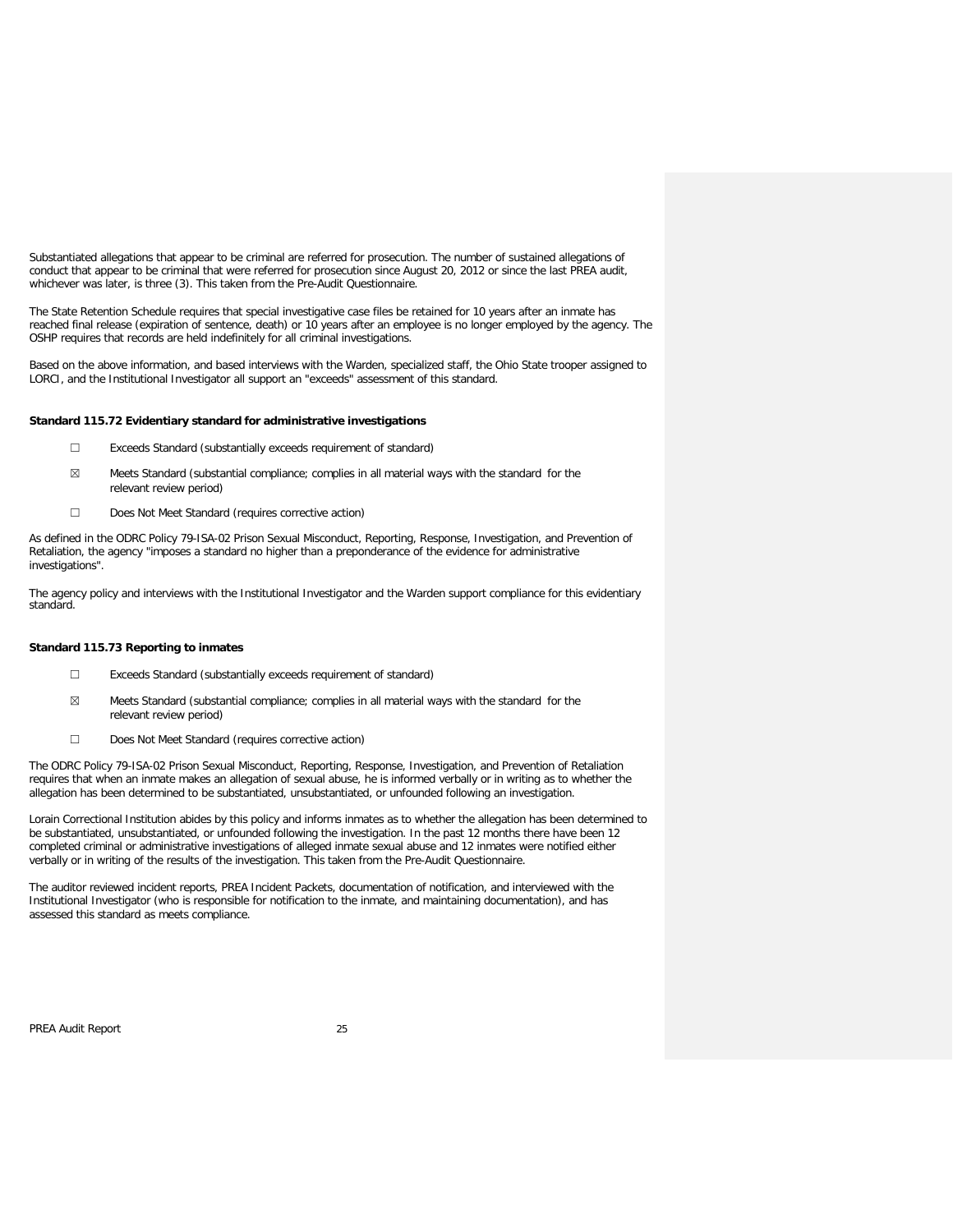Substantiated allegations that appear to be criminal are referred for prosecution. The number of sustained allegations of conduct that appear to be criminal that were referred for prosecution since August 20, 2012 or since the last PREA audit, whichever was later, is three (3). This taken from the Pre-Audit Questionnaire.

The State Retention Schedule requires that special investigative case files be retained for 10 years after an inmate has reached final release (expiration of sentence, death) or 10 years after an employee is no longer employed by the agency. The OSHP requires that records are held indefinitely for all criminal investigations.

Based on the above information, and based interviews with the Warden, specialized staff, the Ohio State trooper assigned to LORCI, and the Institutional Investigator all support an "exceeds" assessment of this standard.

**Standard 115.72 Evidentiary standard for administrative investigations**

- ☐ Exceeds Standard (substantially exceeds requirement of standard)
- ☒ Meets Standard (substantial compliance; complies in all material ways with the standard for the relevant review period)
- ☐ Does Not Meet Standard (requires corrective action)

As defined in the ODRC Policy 79-ISA-02 Prison Sexual Misconduct, Reporting, Response, Investigation, and Prevention of Retaliation, the agency "imposes a standard no higher than a preponderance of the evidence for administrative investigations".

The agency policy and interviews with the Institutional Investigator and the Warden support compliance for this evidentiary standard.

**Standard 115.73 Reporting to inmates**

- ☐ Exceeds Standard (substantially exceeds requirement of standard)
- ☒ Meets Standard (substantial compliance; complies in all material ways with the standard for the relevant review period)
- ☐ Does Not Meet Standard (requires corrective action)

The ODRC Policy 79-ISA-02 Prison Sexual Misconduct, Reporting, Response, Investigation, and Prevention of Retaliation requires that when an inmate makes an allegation of sexual abuse, he is informed verbally or in writing as to whether the allegation has been determined to be substantiated, unsubstantiated, or unfounded following an investigation.

Lorain Correctional Institution abides by this policy and informs inmates as to whether the allegation has been determined to be substantiated, unsubstantiated, or unfounded following the investigation. In the past 12 months there have been 12 completed criminal or administrative investigations of alleged inmate sexual abuse and 12 inmates were notified either verbally or in writing of the results of the investigation. This taken from the Pre-Audit Questionnaire.

The auditor reviewed incident reports, PREA Incident Packets, documentation of notification, and interviewed with the Institutional Investigator (who is responsible for notification to the inmate, and maintaining documentation), and has assessed this standard as meets compliance.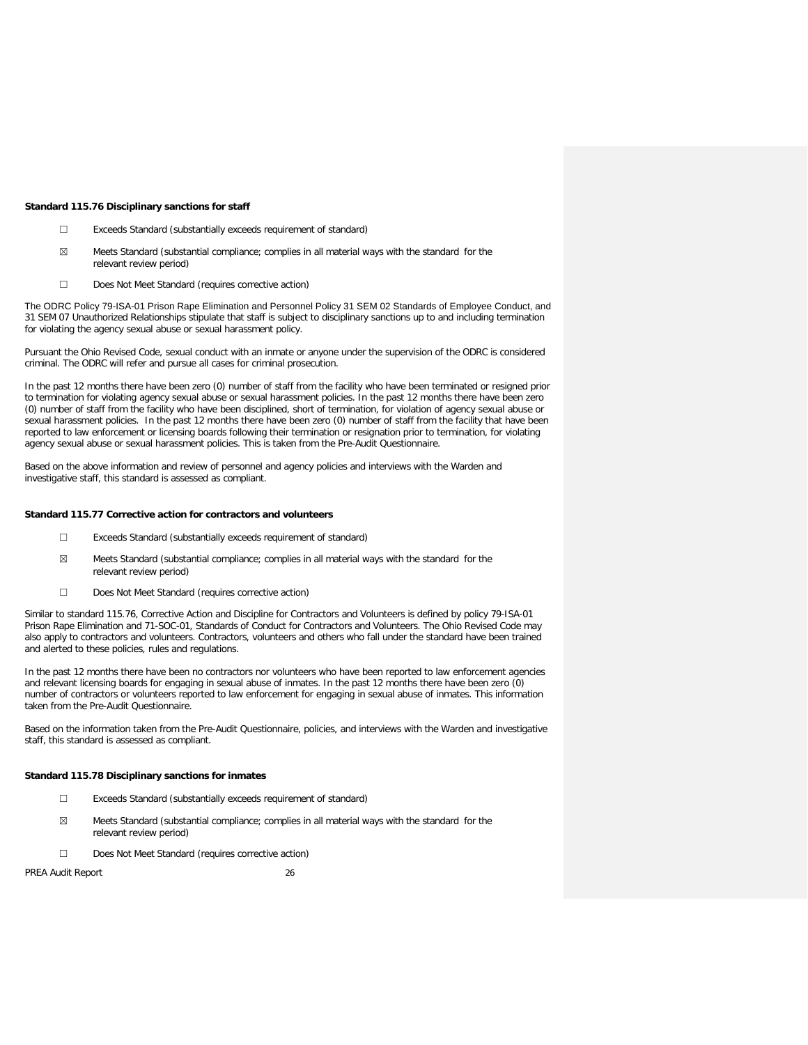**Standard 115.76 Disciplinary sanctions for staff**

☐ Exceeds Standard (substantially exceeds requirement of standard)

☒ Meets Standard (substantial compliance; complies in all material ways with the standard for the relevant review period)

☐ Does Not Meet Standard (requires corrective action)

The ODRC Policy 79-ISA-01 Prison Rape Elimination and Personnel Policy 31 SEM 02 Standards of Employee Conduct, and 31 SEM 07 Unauthorized Relationships stipulate that staff is subject to disciplinary sanctions up to and including termination for violating the agency sexual abuse or sexual harassment policy.

Pursuant the Ohio Revised Code, sexual conduct with an inmate or anyone under the supervision of the ODRC is considered criminal. The ODRC will refer and pursue all cases for criminal prosecution.

In the past 12 months there have been zero (0) number of staff from the facility who have been terminated or resigned prior to termination for violating agency sexual abuse or sexual harassment policies. In the past 12 months there have been zero (0) number of staff from the facility who have been disciplined, short of termination, for violation of agency sexual abuse or sexual harassment policies. In the past 12 months there have been zero (0) number of staff from the facility that have been reported to law enforcement or licensing boards following their termination or resignation prior to termination, for violating agency sexual abuse or sexual harassment policies. This is taken from the Pre-Audit Questionnaire.

Based on the above information and review of personnel and agency policies and interviews with the Warden and investigative staff, this standard is assessed as compliant.

**Standard 115.77 Corrective action for contractors and volunteers**

☐ Exceeds Standard (substantially exceeds requirement of standard)

☒ Meets Standard (substantial compliance; complies in all material ways with the standard for the relevant review period)

☐ Does Not Meet Standard (requires corrective action)

Similar to standard 115.76, Corrective Action and Discipline for Contractors and Volunteers is defined by policy 79-ISA-01 Prison Rape Elimination and 71-SOC-01, Standards of Conduct for Contractors and Volunteers. The Ohio Revised Code may also apply to contractors and volunteers. Contractors, volunteers and others who fall under the standard have been trained and alerted to these policies, rules and regulations.

In the past 12 months there have been no contractors nor volunteers who have been reported to law enforcement agencies and relevant licensing boards for engaging in sexual abuse of inmates. In the past 12 months there have been zero (0) number of contractors or volunteers reported to law enforcement for engaging in sexual abuse of inmates. This information taken from the Pre-Audit Questionnaire.

Based on the information taken from the Pre-Audit Questionnaire, policies, and interviews with the Warden and investigative staff, this standard is assessed as compliant.

**Standard 115.78 Disciplinary sanctions for inmates**

☐ Exceeds Standard (substantially exceeds requirement of standard)

☒ Meets Standard (substantial compliance; complies in all material ways with the standard for the relevant review period)

☐ Does Not Meet Standard (requires corrective action)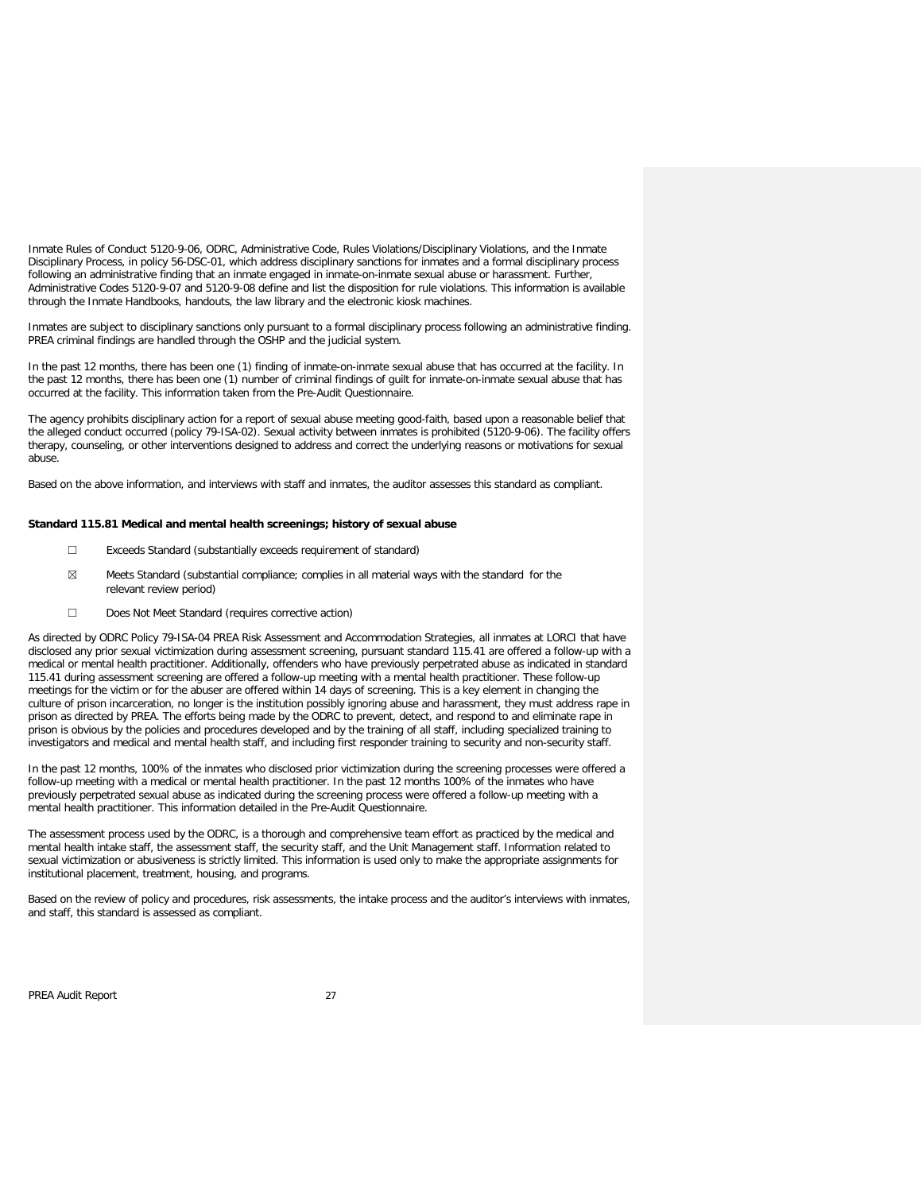Inmate Rules of Conduct 5120-9-06, ODRC, Administrative Code, Rules Violations/Disciplinary Violations, and the Inmate Disciplinary Process, in policy 56-DSC-01, which address disciplinary sanctions for inmates and a formal disciplinary process following an administrative finding that an inmate engaged in inmate-on-inmate sexual abuse or harassment. Further, Administrative Codes 5120-9-07 and 5120-9-08 define and list the disposition for rule violations. This information is available through the Inmate Handbooks, handouts, the law library and the electronic kiosk machines.

Inmates are subject to disciplinary sanctions only pursuant to a formal disciplinary process following an administrative finding. PREA criminal findings are handled through the OSHP and the judicial system.

In the past 12 months, there has been one (1) finding of inmate-on-inmate sexual abuse that has occurred at the facility. In the past 12 months, there has been one (1) number of criminal findings of guilt for inmate-on-inmate sexual abuse that has occurred at the facility. This information taken from the Pre-Audit Questionnaire.

The agency prohibits disciplinary action for a report of sexual abuse meeting good-faith, based upon a reasonable belief that the alleged conduct occurred (policy 79-ISA-02). Sexual activity between inmates is prohibited (5120-9-06). The facility offers therapy, counseling, or other interventions designed to address and correct the underlying reasons or motivations for sexual abuse.

Based on the above information, and interviews with staff and inmates, the auditor assesses this standard as compliant.

**Standard 115.81 Medical and mental health screenings; history of sexual abuse**

- ☐ Exceeds Standard (substantially exceeds requirement of standard)
- ☒ Meets Standard (substantial compliance; complies in all material ways with the standard for the relevant review period)
- ☐ Does Not Meet Standard (requires corrective action)

As directed by ODRC Policy 79-ISA-04 PREA Risk Assessment and Accommodation Strategies, all inmates at LORCI that have disclosed any prior sexual victimization during assessment screening, pursuant standard 115.41 are offered a follow-up with a medical or mental health practitioner. Additionally, offenders who have previously perpetrated abuse as indicated in standard 115.41 during assessment screening are offered a follow-up meeting with a mental health practitioner. These follow-up meetings for the victim or for the abuser are offered within 14 days of screening. This is a key element in changing the culture of prison incarceration, no longer is the institution possibly ignoring abuse and harassment, they must address rape in prison as directed by PREA. The efforts being made by the ODRC to prevent, detect, and respond to and eliminate rape in prison is obvious by the policies and procedures developed and by the training of all staff, including specialized training to investigators and medical and mental health staff, and including first responder training to security and non-security staff.

In the past 12 months, 100% of the inmates who disclosed prior victimization during the screening processes were offered a follow-up meeting with a medical or mental health practitioner. In the past 12 months 100% of the inmates who have previously perpetrated sexual abuse as indicated during the screening process were offered a follow-up meeting with a mental health practitioner. This information detailed in the Pre-Audit Questionnaire.

The assessment process used by the ODRC, is a thorough and comprehensive team effort as practiced by the medical and mental health intake staff, the assessment staff, the security staff, and the Unit Management staff. Information related to sexual victimization or abusiveness is strictly limited. This information is used only to make the appropriate assignments for institutional placement, treatment, housing, and programs.

Based on the review of policy and procedures, risk assessments, the intake process and the auditor's interviews with inmates, and staff, this standard is assessed as compliant.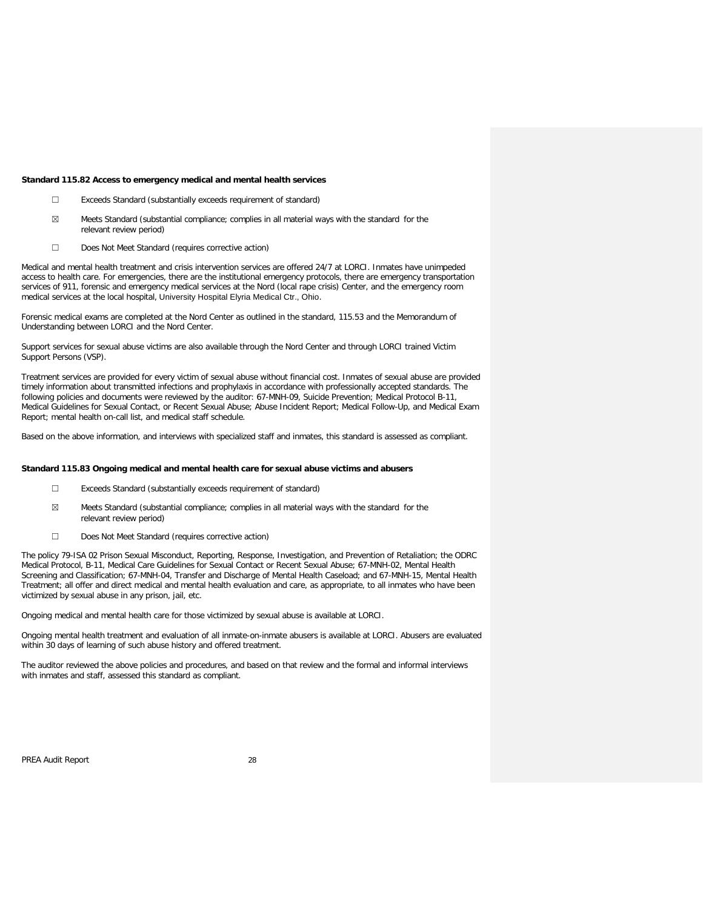**Standard 115.82 Access to emergency medical and mental health services**

☐ Exceeds Standard (substantially exceeds requirement of standard)

☒ Meets Standard (substantial compliance; complies in all material ways with the standard for the relevant review period)

☐ Does Not Meet Standard (requires corrective action)

Medical and mental health treatment and crisis intervention services are offered 24/7 at LORCI. Inmates have unimpeded access to health care. For emergencies, there are the institutional emergency protocols, there are emergency transportation services of 911, forensic and emergency medical services at the Nord (local rape crisis) Center, and the emergency room medical services at the local hospital, University Hospital Elyria Medical Ctr., Ohio.

Forensic medical exams are completed at the Nord Center as outlined in the standard, 115.53 and the Memorandum of Understanding between LORCI and the Nord Center.

Support services for sexual abuse victims are also available through the Nord Center and through LORCI trained Victim Support Persons (VSP).

Treatment services are provided for every victim of sexual abuse without financial cost. Inmates of sexual abuse are provided timely information about transmitted infections and prophylaxis in accordance with professionally accepted standards. The following policies and documents were reviewed by the auditor: 67-MNH-09, Suicide Prevention; Medical Protocol B-11, Medical Guidelines for Sexual Contact, or Recent Sexual Abuse; Abuse Incident Report; Medical Follow-Up, and Medical Exam Report; mental health on-call list, and medical staff schedule.

Based on the above information, and interviews with specialized staff and inmates, this standard is assessed as compliant.

**Standard 115.83 Ongoing medical and mental health care for sexual abuse victims and abusers**

☐ Exceeds Standard (substantially exceeds requirement of standard)

☒ Meets Standard (substantial compliance; complies in all material ways with the standard for the relevant review period)

☐ Does Not Meet Standard (requires corrective action)

The policy 79-ISA 02 Prison Sexual Misconduct, Reporting, Response, Investigation, and Prevention of Retaliation; the ODRC Medical Protocol, B-11, Medical Care Guidelines for Sexual Contact or Recent Sexual Abuse; 67-MNH-02, Mental Health Screening and Classification; 67-MNH-04, Transfer and Discharge of Mental Health Caseload; and 67-MNH-15, Mental Health Treatment; all offer and direct medical and mental health evaluation and care, as appropriate, to all inmates who have been victimized by sexual abuse in any prison, jail, etc.

Ongoing medical and mental health care for those victimized by sexual abuse is available at LORCI.

Ongoing mental health treatment and evaluation of all inmate-on-inmate abusers is available at LORCI. Abusers are evaluated within 30 days of learning of such abuse history and offered treatment.

The auditor reviewed the above policies and procedures, and based on that review and the formal and informal interviews with inmates and staff, assessed this standard as compliant.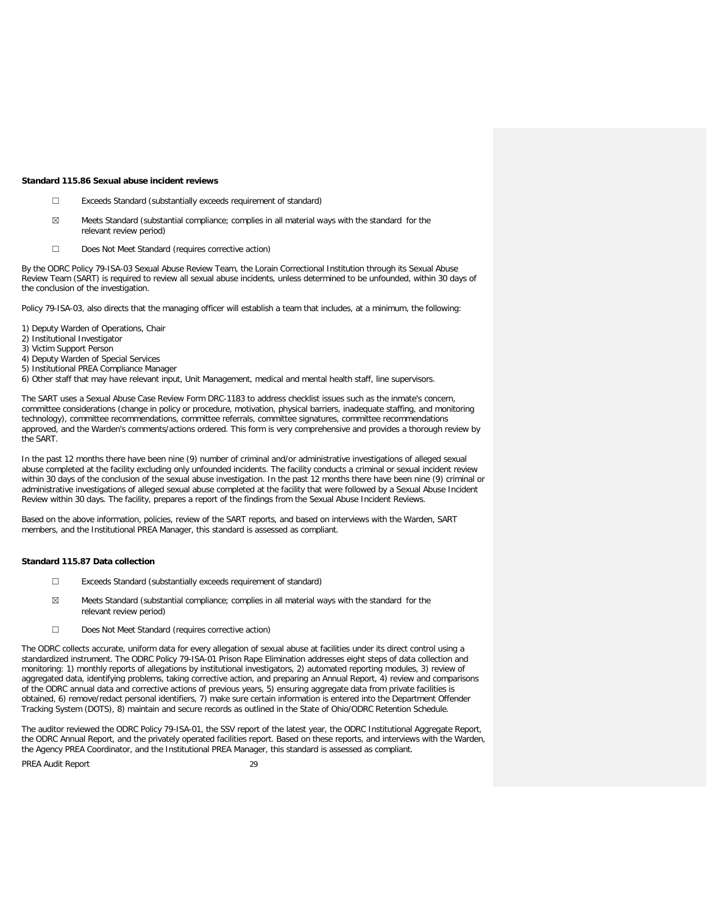**Standard 115.86 Sexual abuse incident reviews**

☐ Exceeds Standard (substantially exceeds requirement of standard)

☒ Meets Standard (substantial compliance; complies in all material ways with the standard for the relevant review period)

☐ Does Not Meet Standard (requires corrective action)

By the ODRC Policy 79-ISA-03 Sexual Abuse Review Team, the Lorain Correctional Institution through its Sexual Abuse Review Team (SART) is required to review all sexual abuse incidents, unless determined to be unfounded, within 30 days of the conclusion of the investigation.

Policy 79-ISA-03, also directs that the managing officer will establish a team that includes, at a minimum, the following:

1) Deputy Warden of Operations, Chair
2) Institutional Investigator
3) Victim Support Person
4) Deputy Warden of Special Services
5) Institutional PREA Compliance Manager
6) Other staff that may have relevant input, Unit Management, medical and mental health staff, line supervisors.

The SART uses a Sexual Abuse Case Review Form DRC-1183 to address checklist issues such as the inmate's concern, committee considerations (change in policy or procedure, motivation, physical barriers, inadequate staffing, and monitoring technology), committee recommendations, committee referrals, committee signatures, committee recommendations approved, and the Warden's comments/actions ordered. This form is very comprehensive and provides a thorough review by the SART.

In the past 12 months there have been nine (9) number of criminal and/or administrative investigations of alleged sexual abuse completed at the facility excluding only unfounded incidents. The facility conducts a criminal or sexual incident review within 30 days of the conclusion of the sexual abuse investigation. In the past 12 months there have been nine (9) criminal or administrative investigations of alleged sexual abuse completed at the facility that were followed by a Sexual Abuse Incident Review within 30 days. The facility, prepares a report of the findings from the Sexual Abuse Incident Reviews.

Based on the above information, policies, review of the SART reports, and based on interviews with the Warden, SART members, and the Institutional PREA Manager, this standard is assessed as compliant.

**Standard 115.87 Data collection**

☐ Exceeds Standard (substantially exceeds requirement of standard)

☒ Meets Standard (substantial compliance; complies in all material ways with the standard for the relevant review period)

☐ Does Not Meet Standard (requires corrective action)

The ODRC collects accurate, uniform data for every allegation of sexual abuse at facilities under its direct control using a standardized instrument. The ODRC Policy 79-ISA-01 Prison Rape Elimination addresses eight steps of data collection and monitoring: 1) monthly reports of allegations by institutional investigators, 2) automated reporting modules, 3) review of aggregated data, identifying problems, taking corrective action, and preparing an Annual Report, 4) review and comparisons of the ODRC annual data and corrective actions of previous years, 5) ensuring aggregate data from private facilities is obtained, 6) remove/redact personal identifiers, 7) make sure certain information is entered into the Department Offender Tracking System (DOTS), 8) maintain and secure records as outlined in the State of Ohio/ODRC Retention Schedule.

The auditor reviewed the ODRC Policy 79-ISA-01, the SSV report of the latest year, the ODRC Institutional Aggregate Report, the ODRC Annual Report, and the privately operated facilities report. Based on these reports, and interviews with the Warden, the Agency PREA Coordinator, and the Institutional PREA Manager, this standard is assessed as compliant.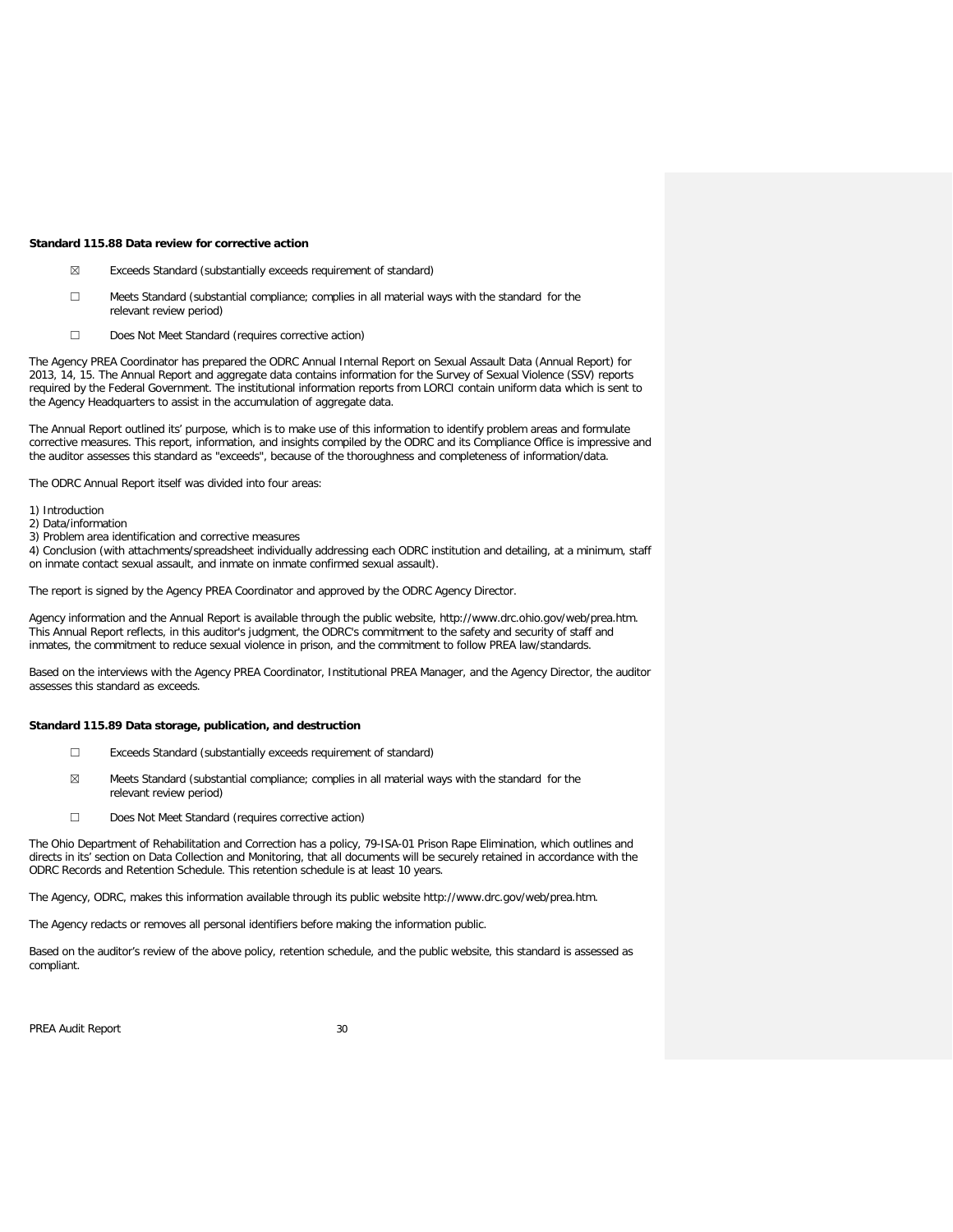**Standard 115.88 Data review for corrective action**

- ☒ Exceeds Standard (substantially exceeds requirement of standard)
- ☐ Meets Standard (substantial compliance; complies in all material ways with the standard for the relevant review period)
- ☐ Does Not Meet Standard (requires corrective action)

The Agency PREA Coordinator has prepared the ODRC Annual Internal Report on Sexual Assault Data (Annual Report) for 2013, 14, 15. The Annual Report and aggregate data contains information for the Survey of Sexual Violence (SSV) reports required by the Federal Government. The institutional information reports from LORCI contain uniform data which is sent to the Agency Headquarters to assist in the accumulation of aggregate data.

The Annual Report outlined its' purpose, which is to make use of this information to identify problem areas and formulate corrective measures. This report, information, and insights compiled by the ODRC and its Compliance Office is impressive and the auditor assesses this standard as "exceeds", because of the thoroughness and completeness of information/data.

The ODRC Annual Report itself was divided into four areas:

1) Introduction
2) Data/information
3) Problem area identification and corrective measures
4) Conclusion (with attachments/spreadsheet individually addressing each ODRC institution and detailing, at a minimum, staff on inmate contact sexual assault, and inmate on inmate confirmed sexual assault).

The report is signed by the Agency PREA Coordinator and approved by the ODRC Agency Director.

Agency information and the Annual Report is available through the public website, http://www.drc.ohio.gov/web/prea.htm. This Annual Report reflects, in this auditor's judgment, the ODRC's commitment to the safety and security of staff and inmates, the commitment to reduce sexual violence in prison, and the commitment to follow PREA law/standards.

Based on the interviews with the Agency PREA Coordinator, Institutional PREA Manager, and the Agency Director, the auditor assesses this standard as exceeds.

**Standard 115.89 Data storage, publication, and destruction**

- ☐ Exceeds Standard (substantially exceeds requirement of standard)
- ☒ Meets Standard (substantial compliance; complies in all material ways with the standard for the relevant review period)
- ☐ Does Not Meet Standard (requires corrective action)

The Ohio Department of Rehabilitation and Correction has a policy, 79-ISA-01 Prison Rape Elimination, which outlines and directs in its' section on Data Collection and Monitoring, that all documents will be securely retained in accordance with the ODRC Records and Retention Schedule. This retention schedule is at least 10 years.

The Agency, ODRC, makes this information available through its public website http://www.drc.gov/web/prea.htm.

The Agency redacts or removes all personal identifiers before making the information public.

Based on the auditor's review of the above policy, retention schedule, and the public website, this standard is assessed as compliant.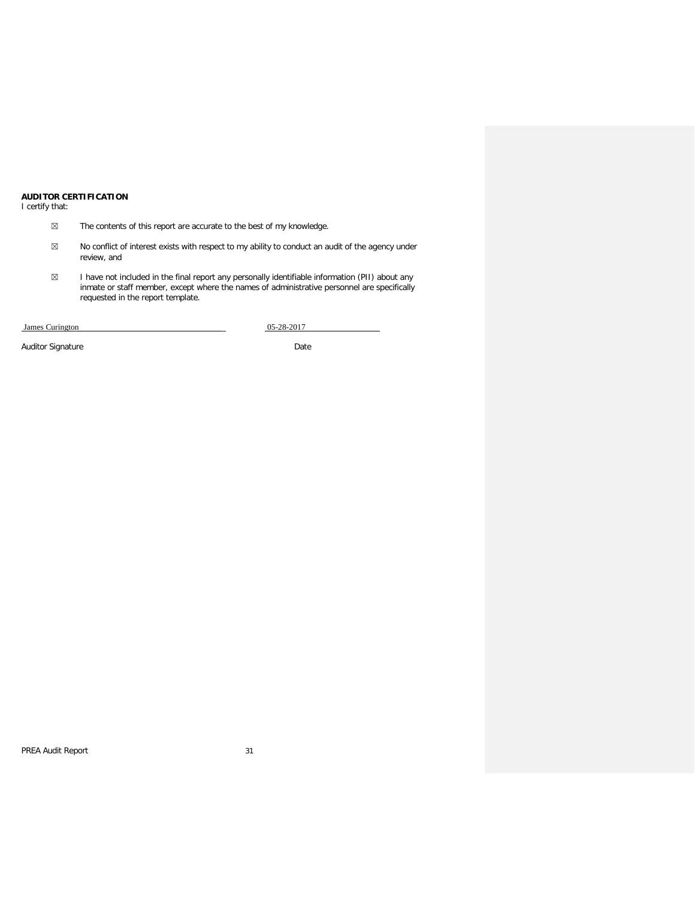**AUDITOR CERTIFICATION**

I certify that:

☒ The contents of this report are accurate to the best of my knowledge.

☒ No conflict of interest exists with respect to my ability to conduct an audit of the agency under review, and

☒ I have not included in the final report any personally identifiable information (PII) about any inmate or staff member, except where the names of administrative personnel are specifically requested in the report template.

James Curington 05-28-2017

Auditor Signature Date